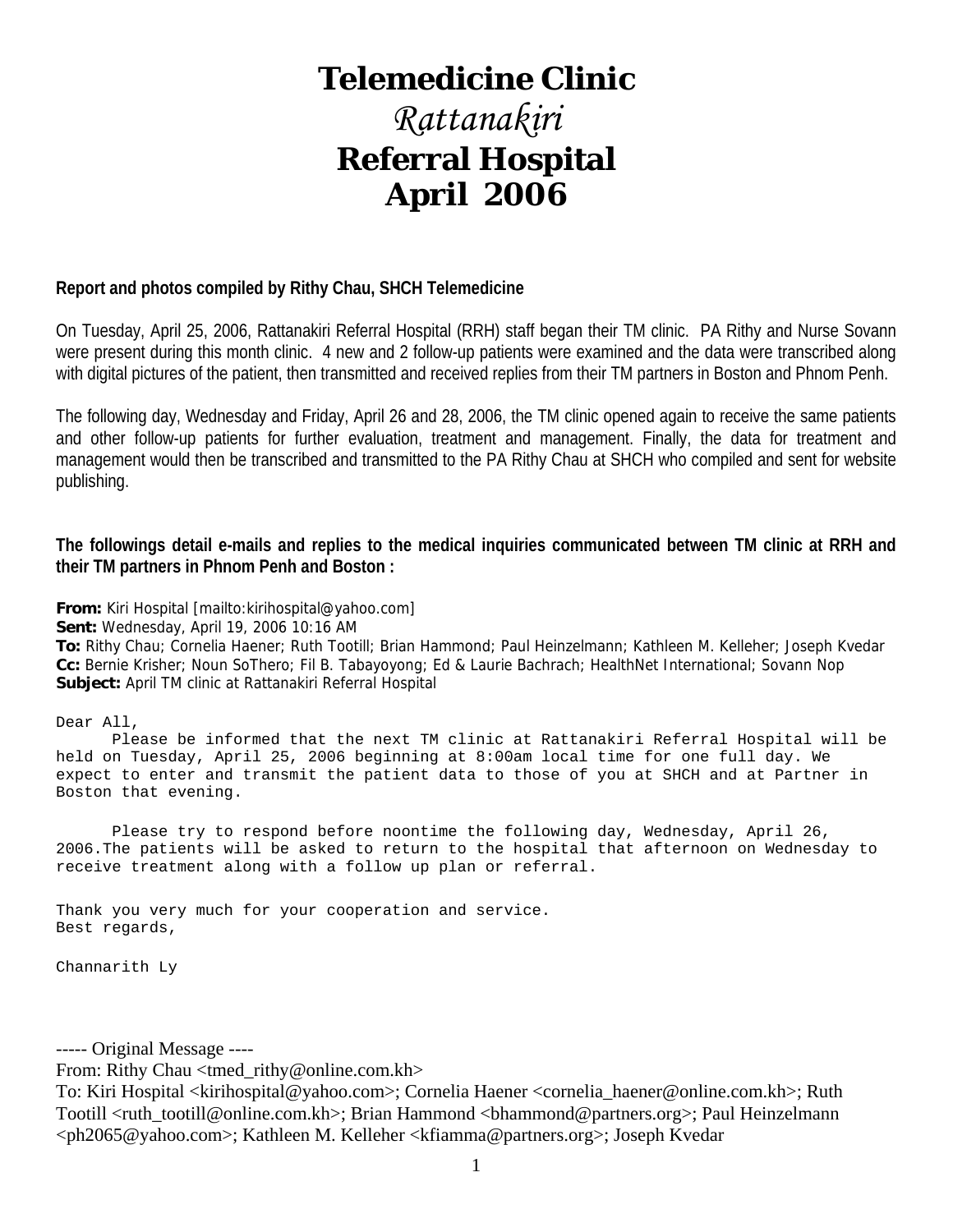# Telemedicine Clinic

# *Rattanakiri*

# Referral Hospital

# April 2006

**Report and photos compiled by Rithy Chau, SHCH Telemedicine**

On Tuesday, April 25, 2006, Rattanakiri Referral Hospital (RRH) staff began their TM clinic. PA Rithy and Nurse Sovann were present during this month clinic. 4 new and 2 follow-up patients were examined and the data were transcribed along with digital pictures of the patient, then transmitted and received replies from their TM partners in Boston and Phnom Penh.

The following day, Wednesday and Friday, April 26 and 28, 2006, the TM clinic opened again to receive the same patients and other follow-up patients for further evaluation, treatment and management. Finally, the data for treatment and management would then be transcribed and transmitted to the PA Rithy Chau at SHCH who compiled and sent for website publishing.

**The followings detail e-mails and replies to the medical inquiries communicated between TM clinic at RRH and their TM partners in Phnom Penh and Boston :**

**From:** Kiri Hospital [mailto:kirihospital@yahoo.com]
**Sent:** Wednesday, April 19, 2006 10:16 AM
**To:** Rithy Chau; Cornelia Haener; Ruth Tootill; Brian Hammond; Paul Heinzelmann; Kathleen M. Kelleher; Joseph Kvedar
**Cc:** Bernie Krisher; Noun SoThero; Fil B. Tabayoyong; Ed & Laurie Bachrach; HealthNet International; Sovann Nop
**Subject:** April TM clinic at Rattanakiri Referral Hospital

```
Dear All,
      Please be informed that the next TM clinic at Rattanakiri Referral Hospital will be
held on Tuesday, April 25, 2006 beginning at 8:00am local time for one full day. We
expect to enter and transmit the patient data to those of you at SHCH and at Partner in
Boston that evening.

      Please try to respond before noontime the following day, Wednesday, April 26,
2006.The patients will be asked to return to the hospital that afternoon on Wednesday to
receive treatment along with a follow up plan or referral.

Thank you very much for your cooperation and service.
Best regards,

Channarith Ly
```

----- Original Message ----
From: Rithy Chau <tmed_rithy@online.com.kh>
To: Kiri Hospital <kirihospital@yahoo.com>; Cornelia Haener <cornelia_haener@online.com.kh>; Ruth Tootill <ruth_tootill@online.com.kh>; Brian Hammond <bhammond@partners.org>; Paul Heinzelmann <ph2065@yahoo.com>; Kathleen M. Kelleher <kfiamma@partners.org>; Joseph Kvedar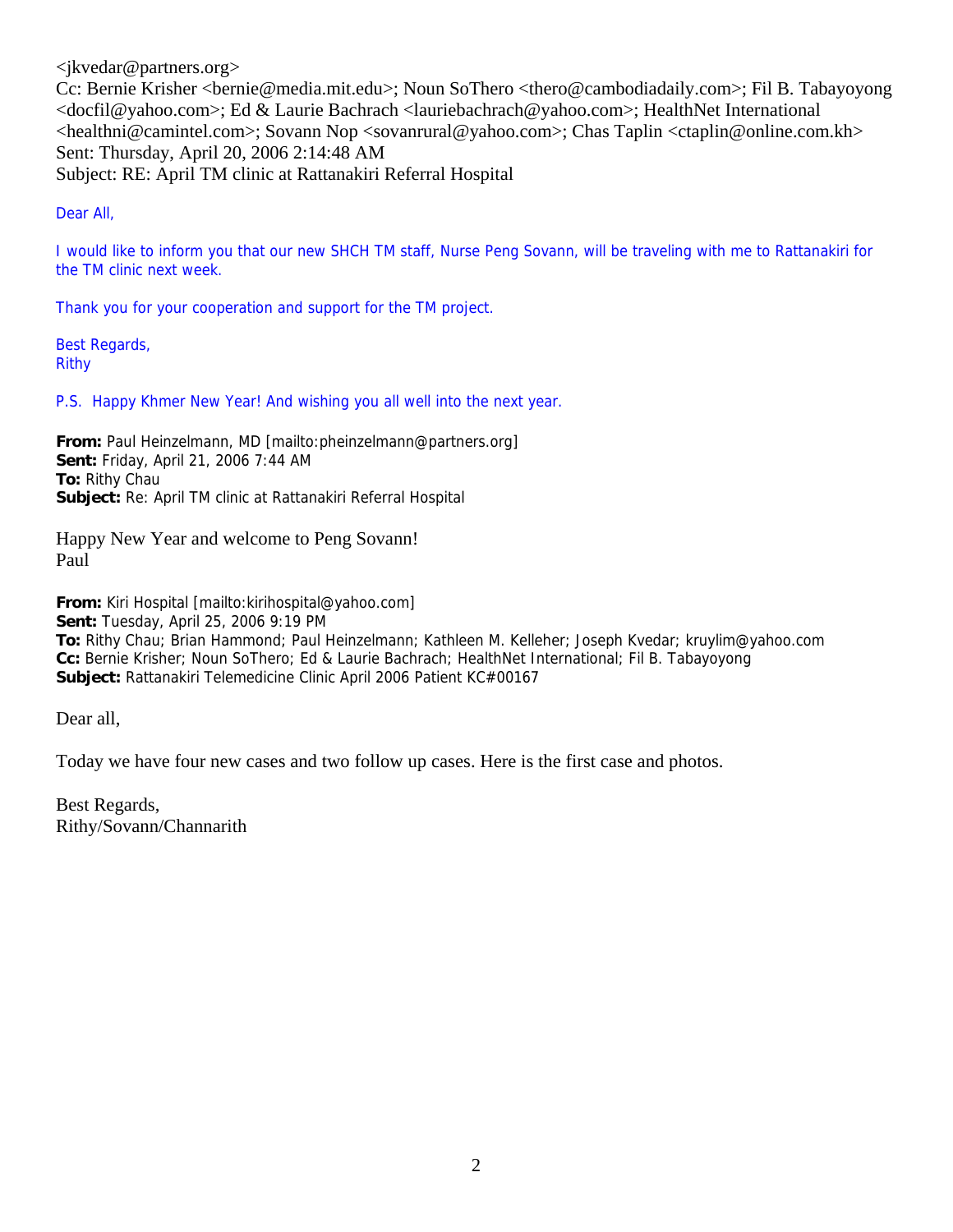<jkvedar@partners.org>
Cc: Bernie Krisher <bernie@media.mit.edu>; Noun SoThero <thero@cambodiadaily.com>; Fil B. Tabayoyong <docfil@yahoo.com>; Ed & Laurie Bachrach <lauriebachrach@yahoo.com>; HealthNet International <healthni@camintel.com>; Sovann Nop <sovanrural@yahoo.com>; Chas Taplin <ctaplin@online.com.kh>
Sent: Thursday, April 20, 2006 2:14:48 AM
Subject: RE: April TM clinic at Rattanakiri Referral Hospital

Dear All,

I would like to inform you that our new SHCH TM staff, Nurse Peng Sovann, will be traveling with me to Rattanakiri for the TM clinic next week.

Thank you for your cooperation and support for the TM project.

Best Regards,
Rithy

P.S. Happy Khmer New Year! And wishing you all well into the next year.

**From:** Paul Heinzelmann, MD [mailto:pheinzelmann@partners.org]
**Sent:** Friday, April 21, 2006 7:44 AM
**To:** Rithy Chau
**Subject:** Re: April TM clinic at Rattanakiri Referral Hospital

Happy New Year and welcome to Peng Sovann!
Paul

**From:** Kiri Hospital [mailto:kirihospital@yahoo.com]
**Sent:** Tuesday, April 25, 2006 9:19 PM
**To:** Rithy Chau; Brian Hammond; Paul Heinzelmann; Kathleen M. Kelleher; Joseph Kvedar; kruylim@yahoo.com
**Cc:** Bernie Krisher; Noun SoThero; Ed & Laurie Bachrach; HealthNet International; Fil B. Tabayoyong
**Subject:** Rattanakiri Telemedicine Clinic April 2006 Patient KC#00167

Dear all,

Today we have four new cases and two follow up cases. Here is the first case and photos.

Best Regards,
Rithy/Sovann/Channarith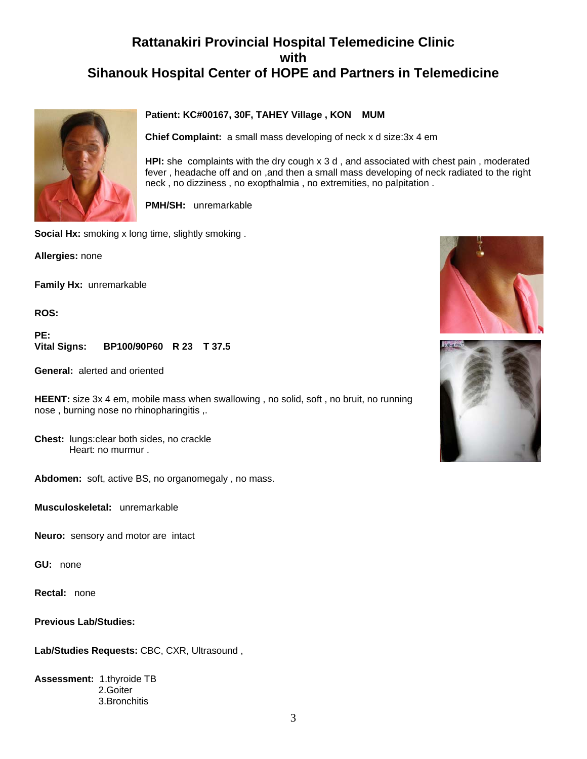# Rattanakiri Provincial Hospital Telemedicine Clinic with Sihanouk Hospital Center of HOPE and Partners in Telemedicine

**Patient: KC#00167, 30F, TAHEY Village , KON MUM**

**Chief Complaint:** a small mass developing of neck x d size:3x 4 em

**HPI:** she complaints with the dry cough x 3 d , and associated with chest pain , moderated fever , headache off and on ,and then a small mass developing of neck radiated to the right neck , no dizziness , no exopthalmia , no extremities, no palpitation .

**PMH/SH:** unremarkable

**Social Hx:** smoking x long time, slightly smoking .

**Allergies:** none

**Family Hx:** unremarkable

**ROS:**

**PE:**

**Vital Signs: BP100/90P60 R 23 T 37.5**

**General:** alerted and oriented

**HEENT:** size 3x 4 em, mobile mass when swallowing , no solid, soft , no bruit, no running nose , burning nose no rhinopharingitis ,.

**Chest:** lungs:clear both sides, no crackle
Heart: no murmur .

**Abdomen:** soft, active BS, no organomegaly , no mass.

**Musculoskeletal:** unremarkable

**Neuro:** sensory and motor are intact

**GU:** none

**Rectal:** none

**Previous Lab/Studies:**

**Lab/Studies Requests:** CBC, CXR, Ultrasound ,

**Assessment:** 1.thyroide TB
2.Goiter
3.Bronchitis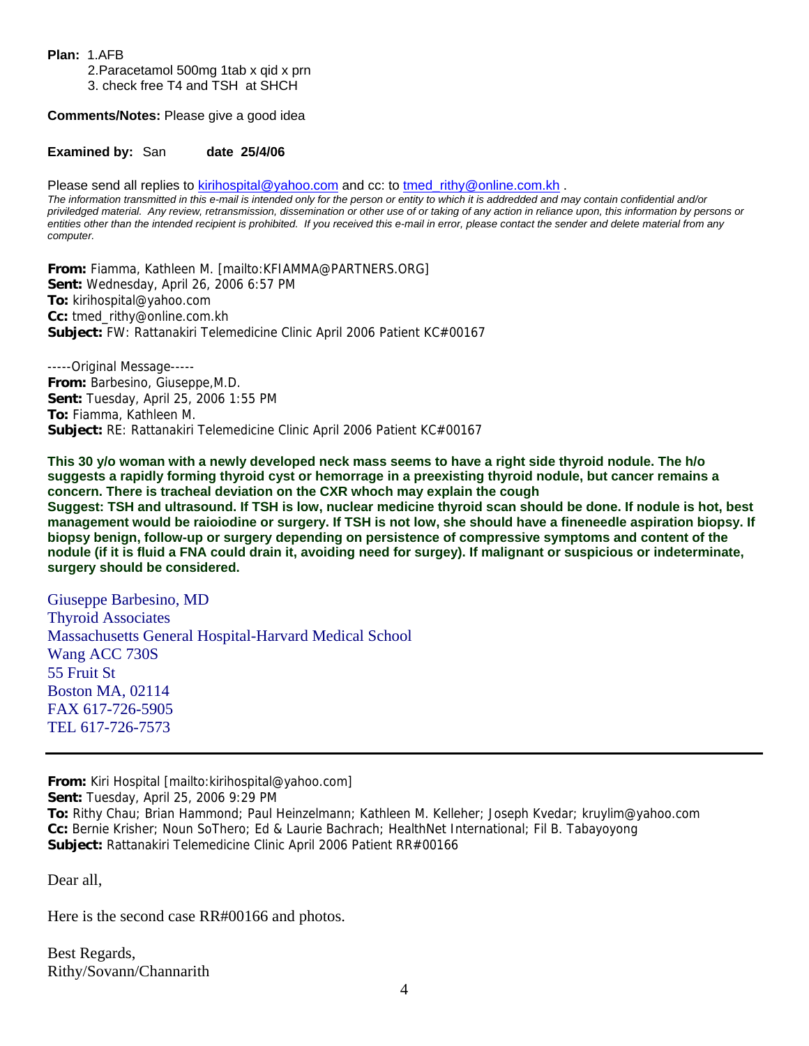**Plan:** 1.AFB
2.Paracetamol 500mg 1tab x qid x prn
3. check free T4 and TSH at SHCH

**Comments/Notes:** Please give a good idea

**Examined by:** San **date 25/4/06**

Please send all replies to kirihospital@yahoo.com and cc: to tmed_rithy@online.com.kh .

*The information transmitted in this e-mail is intended only for the person or entity to which it is addredded and may contain confidential and/or priviledged material. Any review, retransmission, dissemination or other use of or taking of any action in reliance upon, this information by persons or entities other than the intended recipient is prohibited. If you received this e-mail in error, please contact the sender and delete material from any computer.*

**From:** Fiamma, Kathleen M. [mailto:KFIAMMA@PARTNERS.ORG]
**Sent:** Wednesday, April 26, 2006 6:57 PM
**To:** kirihospital@yahoo.com
**Cc:** tmed_rithy@online.com.kh
**Subject:** FW: Rattanakiri Telemedicine Clinic April 2006 Patient KC#00167

-----Original Message-----
**From:** Barbesino, Giuseppe,M.D.
**Sent:** Tuesday, April 25, 2006 1:55 PM
**To:** Fiamma, Kathleen M.
**Subject:** RE: Rattanakiri Telemedicine Clinic April 2006 Patient KC#00167

**This 30 y/o woman with a newly developed neck mass seems to have a right side thyroid nodule. The h/o suggests a rapidly forming thyroid cyst or hemorrage in a preexisting thyroid nodule, but cancer remains a concern. There is tracheal deviation on the CXR whoch may explain the cough**
**Suggest: TSH and ultrasound. If TSH is low, nuclear medicine thyroid scan should be done. If nodule is hot, best management would be raioiodine or surgery. If TSH is not low, she should have a fineneedle aspiration biopsy. If biopsy benign, follow-up or surgery depending on persistence of compressive symptoms and content of the nodule (if it is fluid a FNA could drain it, avoiding need for surgey). If malignant or suspicious or indeterminate, surgery should be considered.**

Giuseppe Barbesino, MD
Thyroid Associates
Massachusetts General Hospital-Harvard Medical School
Wang ACC 730S
55 Fruit St
Boston MA, 02114
FAX 617-726-5905
TEL 617-726-7573

---

**From:** Kiri Hospital [mailto:kirihospital@yahoo.com]
**Sent:** Tuesday, April 25, 2006 9:29 PM
**To:** Rithy Chau; Brian Hammond; Paul Heinzelmann; Kathleen M. Kelleher; Joseph Kvedar; kruylim@yahoo.com
**Cc:** Bernie Krisher; Noun SoThero; Ed & Laurie Bachrach; HealthNet International; Fil B. Tabayoyong
**Subject:** Rattanakiri Telemedicine Clinic April 2006 Patient RR#00166

Dear all,

Here is the second case RR#00166 and photos.

Best Regards,
Rithy/Sovann/Channarith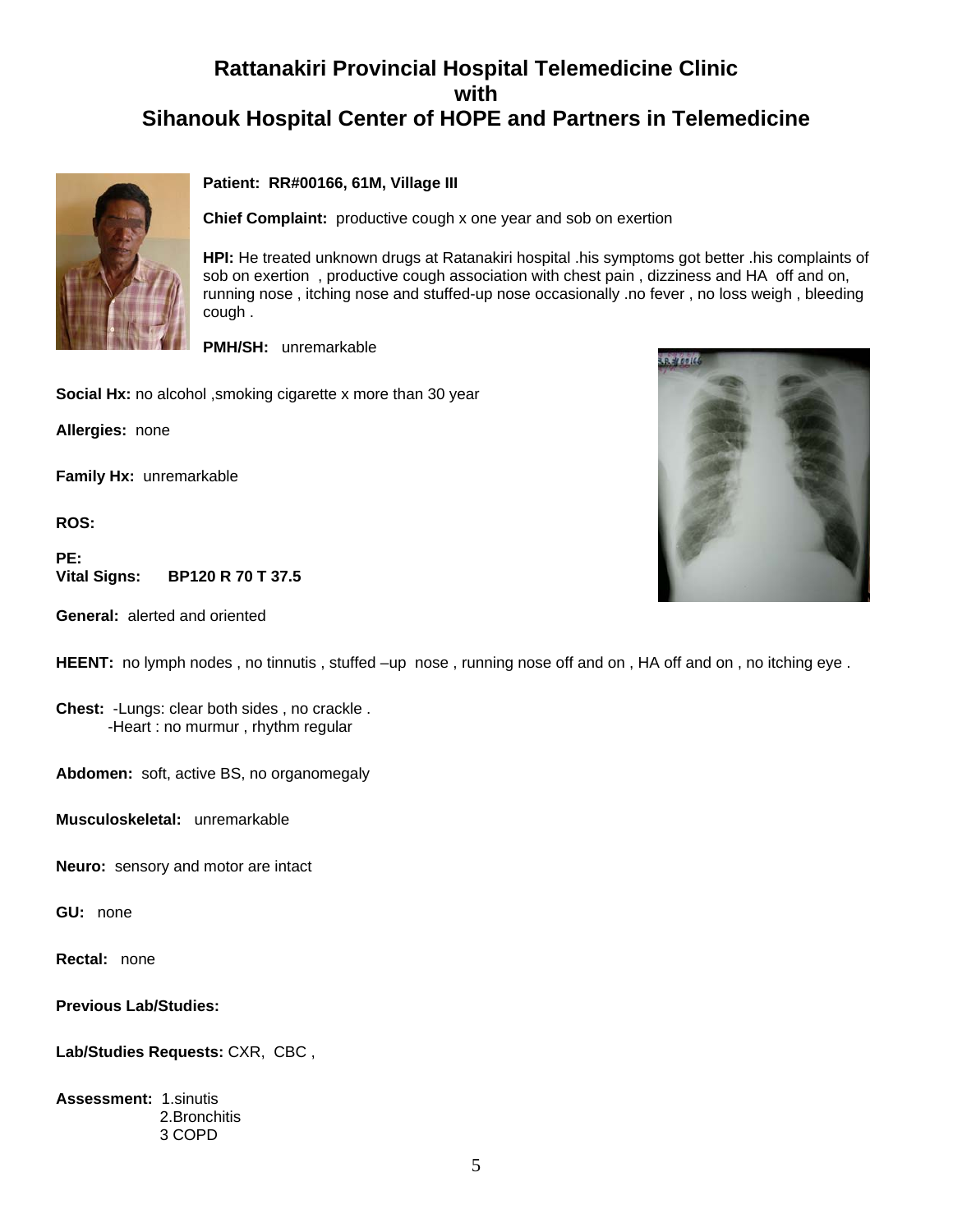# Rattanakiri Provincial Hospital Telemedicine Clinic
# with
# Sihanouk Hospital Center of HOPE and Partners in Telemedicine

**Patient: RR#00166, 61M, Village III**

**Chief Complaint:** productive cough x one year and sob on exertion

**HPI:** He treated unknown drugs at Ratanakiri hospital .his symptoms got better .his complaints of sob on exertion , productive cough association with chest pain , dizziness and HA off and on, running nose , itching nose and stuffed-up nose occasionally .no fever , no loss weigh , bleeding cough .

**PMH/SH:** unremarkable

**Social Hx:** no alcohol ,smoking cigarette x more than 30 year

**Allergies:** none

**Family Hx:** unremarkable

**ROS:**

**PE:**
**Vital Signs: BP120 R 70 T 37.5**

**General:** alerted and oriented

**HEENT:** no lymph nodes , no tinnutis , stuffed –up nose , running nose off and on , HA off and on , no itching eye .

**Chest:** -Lungs: clear both sides , no crackle .
-Heart : no murmur , rhythm regular

**Abdomen:** soft, active BS, no organomegaly

**Musculoskeletal:** unremarkable

**Neuro:** sensory and motor are intact

**GU:** none

**Rectal:** none

**Previous Lab/Studies:**

**Lab/Studies Requests:** CXR, CBC ,

**Assessment:** 1.sinutis
2.Bronchitis
3 COPD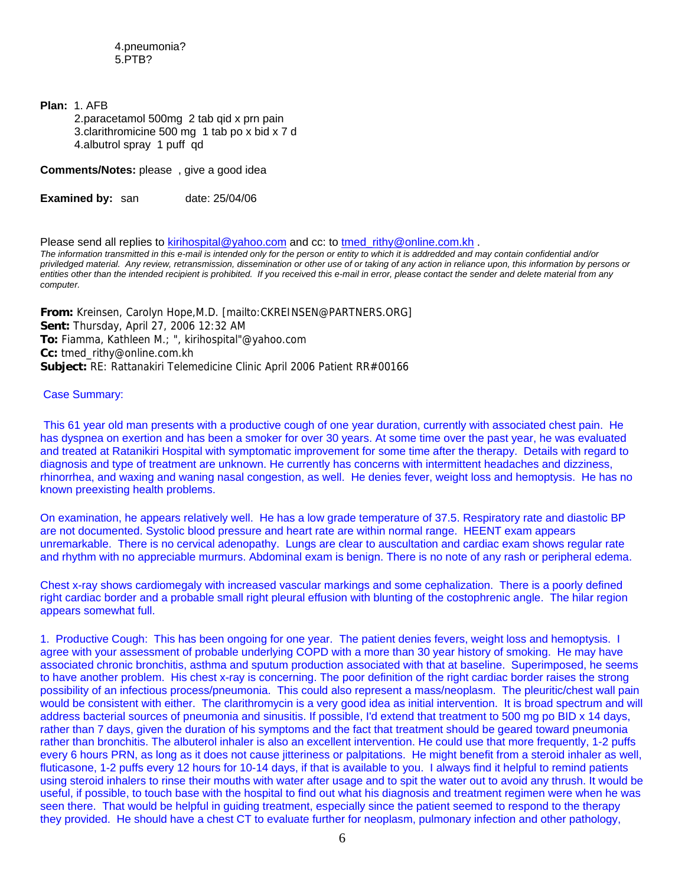4.pneumonia?
5.PTB?

**Plan:** 1. AFB
2.paracetamol 500mg 2 tab qid x prn pain
3.clarithromicine 500 mg 1 tab po x bid x 7 d
4.albutrol spray 1 puff qd

**Comments/Notes:** please , give a good idea

**Examined by:** san date: 25/04/06

Please send all replies to kirihospital@yahoo.com and cc: to tmed_rithy@online.com.kh .

*The information transmitted in this e-mail is intended only for the person or entity to which it is addredded and may contain confidential and/or priviledged material. Any review, retransmission, dissemination or other use of or taking of any action in reliance upon, this information by persons or entities other than the intended recipient is prohibited. If you received this e-mail in error, please contact the sender and delete material from any computer.*

**From:** Kreinsen, Carolyn Hope,M.D. [mailto:CKREINSEN@PARTNERS.ORG]
**Sent:** Thursday, April 27, 2006 12:32 AM
**To:** Fiamma, Kathleen M.; ", kirihospital"@yahoo.com
**Cc:** tmed_rithy@online.com.kh
**Subject:** RE: Rattanakiri Telemedicine Clinic April 2006 Patient RR#00166

Case Summary:

This 61 year old man presents with a productive cough of one year duration, currently with associated chest pain. He has dyspnea on exertion and has been a smoker for over 30 years. At some time over the past year, he was evaluated and treated at Ratanikiri Hospital with symptomatic improvement for some time after the therapy. Details with regard to diagnosis and type of treatment are unknown. He currently has concerns with intermittent headaches and dizziness, rhinorrhea, and waxing and waning nasal congestion, as well. He denies fever, weight loss and hemoptysis. He has no known preexisting health problems.

On examination, he appears relatively well. He has a low grade temperature of 37.5. Respiratory rate and diastolic BP are not documented. Systolic blood pressure and heart rate are within normal range. HEENT exam appears unremarkable. There is no cervical adenopathy. Lungs are clear to auscultation and cardiac exam shows regular rate and rhythm with no appreciable murmurs. Abdominal exam is benign. There is no note of any rash or peripheral edema.

Chest x-ray shows cardiomegaly with increased vascular markings and some cephalization. There is a poorly defined right cardiac border and a probable small right pleural effusion with blunting of the costophrenic angle. The hilar region appears somewhat full.

1. Productive Cough: This has been ongoing for one year. The patient denies fevers, weight loss and hemoptysis. I agree with your assessment of probable underlying COPD with a more than 30 year history of smoking. He may have associated chronic bronchitis, asthma and sputum production associated with that at baseline. Superimposed, he seems to have another problem. His chest x-ray is concerning. The poor definition of the right cardiac border raises the strong possibility of an infectious process/pneumonia. This could also represent a mass/neoplasm. The pleuritic/chest wall pain would be consistent with either. The clarithromycin is a very good idea as initial intervention. It is broad spectrum and will address bacterial sources of pneumonia and sinusitis. If possible, I'd extend that treatment to 500 mg po BID x 14 days, rather than 7 days, given the duration of his symptoms and the fact that treatment should be geared toward pneumonia rather than bronchitis. The albuterol inhaler is also an excellent intervention. He could use that more frequently, 1-2 puffs every 6 hours PRN, as long as it does not cause jitteriness or palpitations. He might benefit from a steroid inhaler as well, fluticasone, 1-2 puffs every 12 hours for 10-14 days, if that is available to you. I always find it helpful to remind patients using steroid inhalers to rinse their mouths with water after usage and to spit the water out to avoid any thrush. It would be useful, if possible, to touch base with the hospital to find out what his diagnosis and treatment regimen were when he was seen there. That would be helpful in guiding treatment, especially since the patient seemed to respond to the therapy they provided. He should have a chest CT to evaluate further for neoplasm, pulmonary infection and other pathology,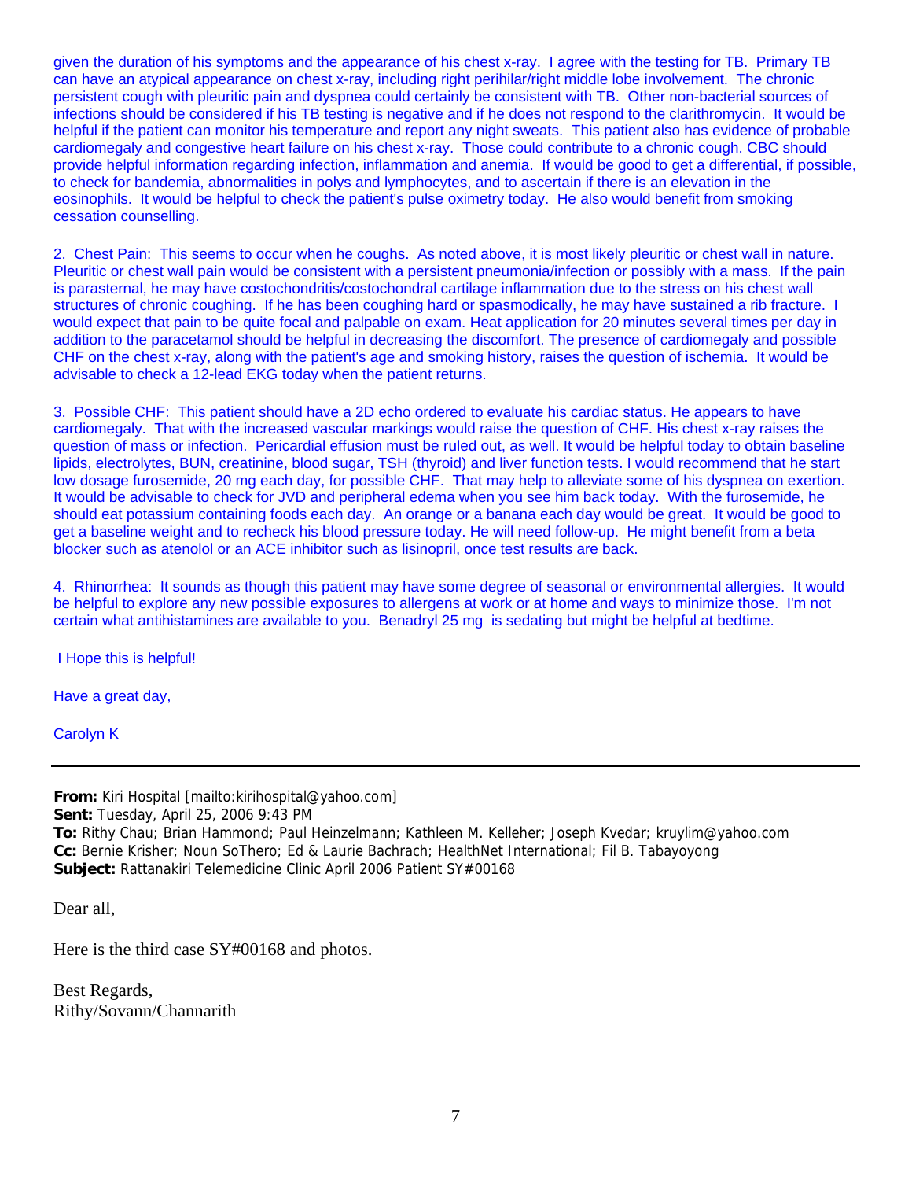given the duration of his symptoms and the appearance of his chest x-ray. I agree with the testing for TB. Primary TB can have an atypical appearance on chest x-ray, including right perihilar/right middle lobe involvement. The chronic persistent cough with pleuritic pain and dyspnea could certainly be consistent with TB. Other non-bacterial sources of infections should be considered if his TB testing is negative and if he does not respond to the clarithromycin. It would be helpful if the patient can monitor his temperature and report any night sweats. This patient also has evidence of probable cardiomegaly and congestive heart failure on his chest x-ray. Those could contribute to a chronic cough. CBC should provide helpful information regarding infection, inflammation and anemia. If would be good to get a differential, if possible, to check for bandemia, abnormalities in polys and lymphocytes, and to ascertain if there is an elevation in the eosinophils. It would be helpful to check the patient's pulse oximetry today. He also would benefit from smoking cessation counselling.

2. Chest Pain: This seems to occur when he coughs. As noted above, it is most likely pleuritic or chest wall in nature. Pleuritic or chest wall pain would be consistent with a persistent pneumonia/infection or possibly with a mass. If the pain is parasternal, he may have costochondritis/costochondral cartilage inflammation due to the stress on his chest wall structures of chronic coughing. If he has been coughing hard or spasmodically, he may have sustained a rib fracture. I would expect that pain to be quite focal and palpable on exam. Heat application for 20 minutes several times per day in addition to the paracetamol should be helpful in decreasing the discomfort. The presence of cardiomegaly and possible CHF on the chest x-ray, along with the patient's age and smoking history, raises the question of ischemia. It would be advisable to check a 12-lead EKG today when the patient returns.

3. Possible CHF: This patient should have a 2D echo ordered to evaluate his cardiac status. He appears to have cardiomegaly. That with the increased vascular markings would raise the question of CHF. His chest x-ray raises the question of mass or infection. Pericardial effusion must be ruled out, as well. It would be helpful today to obtain baseline lipids, electrolytes, BUN, creatinine, blood sugar, TSH (thyroid) and liver function tests. I would recommend that he start low dosage furosemide, 20 mg each day, for possible CHF. That may help to alleviate some of his dyspnea on exertion. It would be advisable to check for JVD and peripheral edema when you see him back today. With the furosemide, he should eat potassium containing foods each day. An orange or a banana each day would be great. It would be good to get a baseline weight and to recheck his blood pressure today. He will need follow-up. He might benefit from a beta blocker such as atenolol or an ACE inhibitor such as lisinopril, once test results are back.

4. Rhinorrhea: It sounds as though this patient may have some degree of seasonal or environmental allergies. It would be helpful to explore any new possible exposures to allergens at work or at home and ways to minimize those. I'm not certain what antihistamines are available to you. Benadryl 25 mg is sedating but might be helpful at bedtime.

I Hope this is helpful!

Have a great day,

Carolyn K

---

**From:** Kiri Hospital [mailto:kirihospital@yahoo.com]
**Sent:** Tuesday, April 25, 2006 9:43 PM
**To:** Rithy Chau; Brian Hammond; Paul Heinzelmann; Kathleen M. Kelleher; Joseph Kvedar; kruylim@yahoo.com
**Cc:** Bernie Krisher; Noun SoThero; Ed & Laurie Bachrach; HealthNet International; Fil B. Tabayoyong
**Subject:** Rattanakiri Telemedicine Clinic April 2006 Patient SY#00168

Dear all,

Here is the third case SY#00168 and photos.

Best Regards,
Rithy/Sovann/Channarith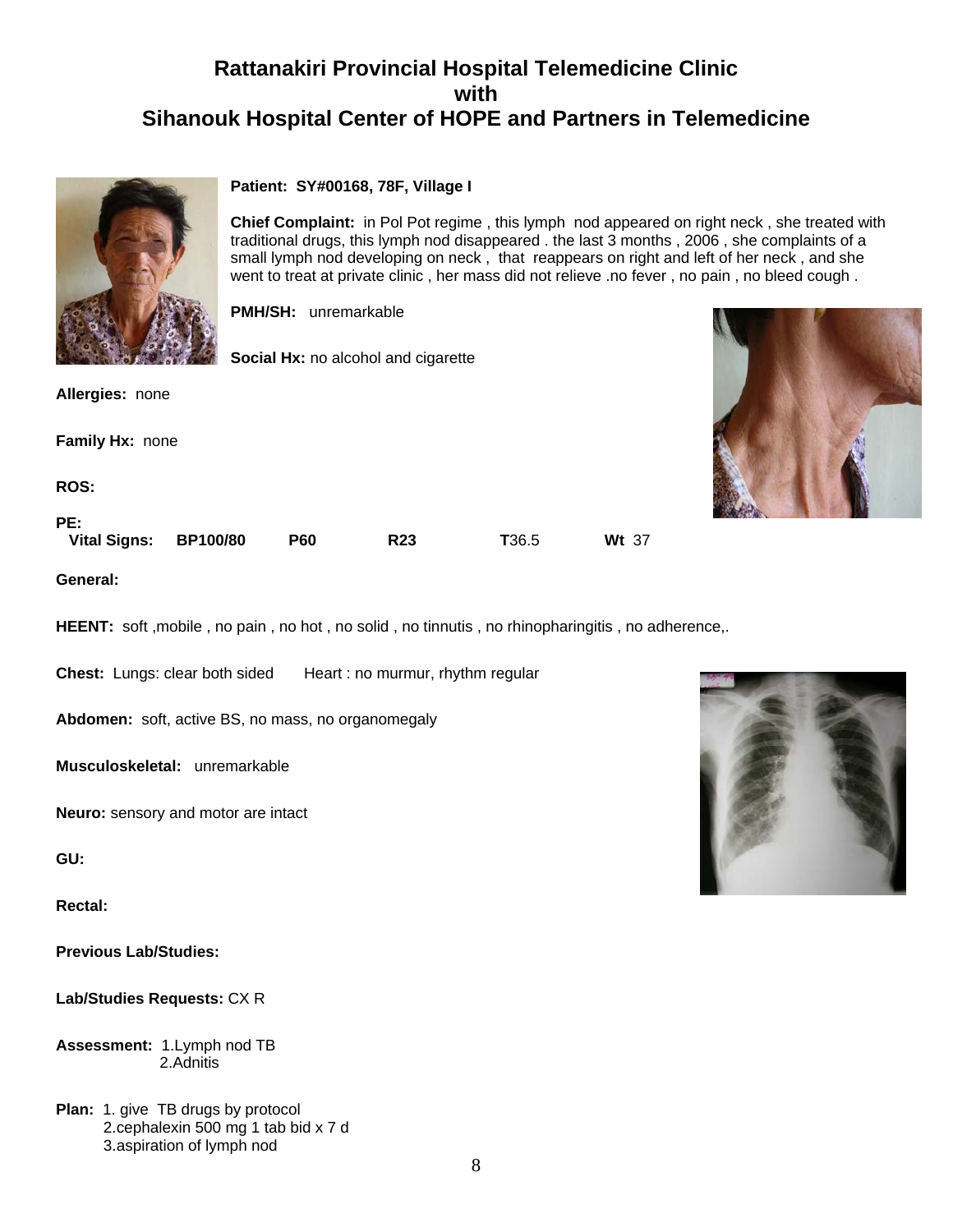# Rattanakiri Provincial Hospital Telemedicine Clinic with Sihanouk Hospital Center of HOPE and Partners in Telemedicine

**Patient: SY#00168, 78F, Village I**

**Chief Complaint:** in Pol Pot regime , this lymph nod appeared on right neck , she treated with traditional drugs, this lymph nod disappeared . the last 3 months , 2006 , she complaints of a small lymph nod developing on neck , that reappears on right and left of her neck , and she went to treat at private clinic , her mass did not relieve .no fever , no pain , no bleed cough .

**PMH/SH:** unremarkable

**Social Hx:** no alcohol and cigarette

**Allergies:** none

**Family Hx:** none

**ROS:**

**PE:**

**Vital Signs:** **BP**100/80 **P**60 **R**23 **T**36.5 **Wt** 37

**General:**

**HEENT:** soft ,mobile , no pain , no hot , no solid , no tinnutis , no rhinopharingitis , no adherence,.

**Chest:** Lungs: clear both sided Heart : no murmur, rhythm regular

**Abdomen:** soft, active BS, no mass, no organomegaly

**Musculoskeletal:** unremarkable

**Neuro:** sensory and motor are intact

**GU:**

**Rectal:**

**Previous Lab/Studies:**

**Lab/Studies Requests:** CX R

**Assessment:** 1.Lymph nod TB
2.Adnitis

**Plan:** 1. give TB drugs by protocol
2.cephalexin 500 mg 1 tab bid x 7 d
3.aspiration of lymph nod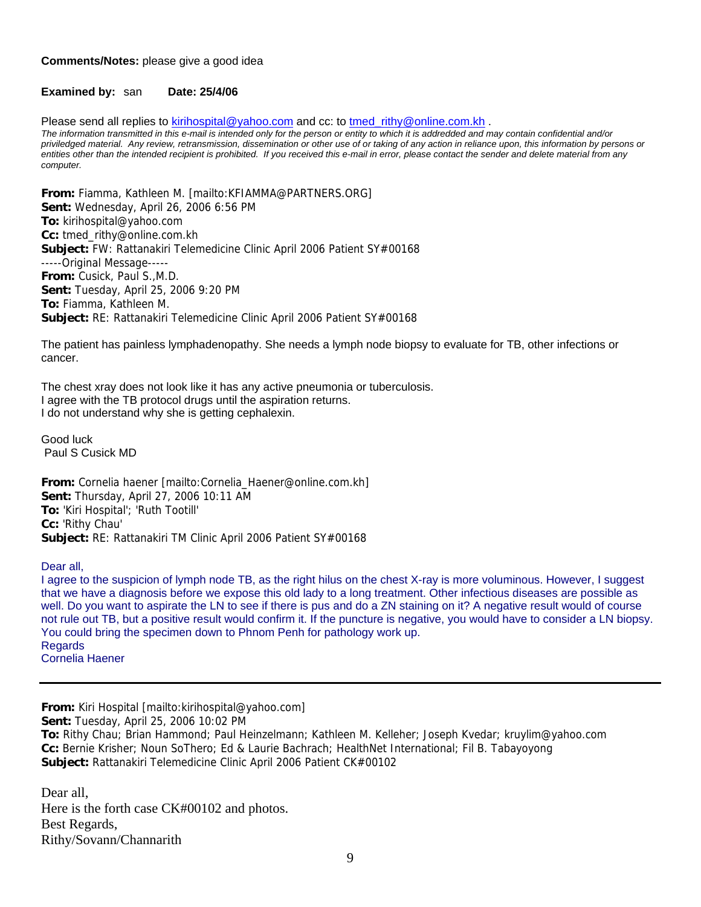**Comments/Notes:** please give a good idea

**Examined by:** san **Date: 25/4/06**

Please send all replies to kirihospital@yahoo.com and cc: to tmed_rithy@online.com.kh .

*The information transmitted in this e-mail is intended only for the person or entity to which it is addredded and may contain confidential and/or priviledged material. Any review, retransmission, dissemination or other use of or taking of any action in reliance upon, this information by persons or entities other than the intended recipient is prohibited. If you received this e-mail in error, please contact the sender and delete material from any computer.*

**From:** Fiamma, Kathleen M. [mailto:KFIAMMA@PARTNERS.ORG]
**Sent:** Wednesday, April 26, 2006 6:56 PM
**To:** kirihospital@yahoo.com
**Cc:** tmed_rithy@online.com.kh
**Subject:** FW: Rattanakiri Telemedicine Clinic April 2006 Patient SY#00168
-----Original Message-----
**From:** Cusick, Paul S.,M.D.
**Sent:** Tuesday, April 25, 2006 9:20 PM
**To:** Fiamma, Kathleen M.
**Subject:** RE: Rattanakiri Telemedicine Clinic April 2006 Patient SY#00168

The patient has painless lymphadenopathy. She needs a lymph node biopsy to evaluate for TB, other infections or cancer.

The chest xray does not look like it has any active pneumonia or tuberculosis.
I agree with the TB protocol drugs until the aspiration returns.
I do not understand why she is getting cephalexin.

Good luck
Paul S Cusick MD

**From:** Cornelia haener [mailto:Cornelia_Haener@online.com.kh]
**Sent:** Thursday, April 27, 2006 10:11 AM
**To:** 'Kiri Hospital'; 'Ruth Tootill'
**Cc:** 'Rithy Chau'
**Subject:** RE: Rattanakiri TM Clinic April 2006 Patient SY#00168

Dear all,
I agree to the suspicion of lymph node TB, as the right hilus on the chest X-ray is more voluminous. However, I suggest that we have a diagnosis before we expose this old lady to a long treatment. Other infectious diseases are possible as well. Do you want to aspirate the LN to see if there is pus and do a ZN staining on it? A negative result would of course not rule out TB, but a positive result would confirm it. If the puncture is negative, you would have to consider a LN biopsy. You could bring the specimen down to Phnom Penh for pathology work up.
Regards
Cornelia Haener

---

**From:** Kiri Hospital [mailto:kirihospital@yahoo.com]
**Sent:** Tuesday, April 25, 2006 10:02 PM
**To:** Rithy Chau; Brian Hammond; Paul Heinzelmann; Kathleen M. Kelleher; Joseph Kvedar; kruylim@yahoo.com
**Cc:** Bernie Krisher; Noun SoThero; Ed & Laurie Bachrach; HealthNet International; Fil B. Tabayoyong
**Subject:** Rattanakiri Telemedicine Clinic April 2006 Patient CK#00102

Dear all,
Here is the forth case CK#00102 and photos.
Best Regards,
Rithy/Sovann/Channarith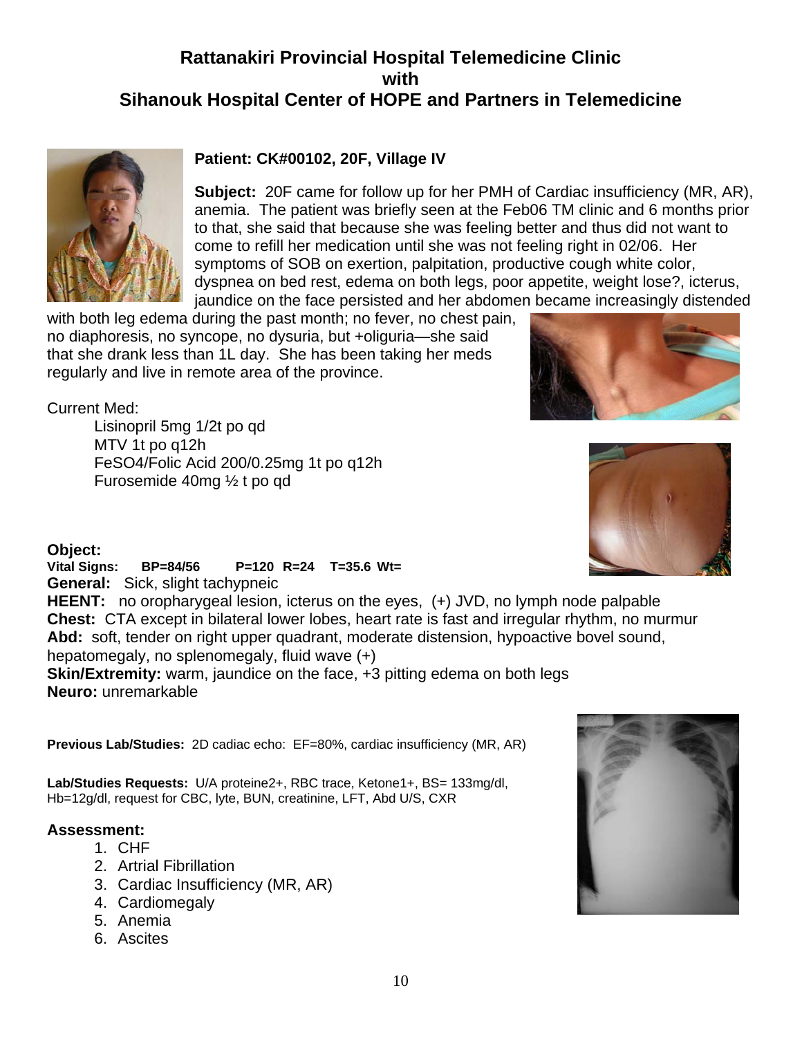## Rattanakiri Provincial Hospital Telemedicine Clinic
## with
## Sihanouk Hospital Center of HOPE and Partners in Telemedicine

**Patient: CK#00102, 20F, Village IV**

**Subject:** 20F came for follow up for her PMH of Cardiac insufficiency (MR, AR), anemia. The patient was briefly seen at the Feb06 TM clinic and 6 months prior to that, she said that because she was feeling better and thus did not want to come to refill her medication until she was not feeling right in 02/06. Her symptoms of SOB on exertion, palpitation, productive cough white color, dyspnea on bed rest, edema on both legs, poor appetite, weight lose?, icterus, jaundice on the face persisted and her abdomen became increasingly distended with both leg edema during the past month; no fever, no chest pain, no diaphoresis, no syncope, no dysuria, but +oliguria—she said that she drank less than 1L day. She has been taking her meds regularly and live in remote area of the province.

Current Med:

- Lisinopril 5mg 1/2t po qd
- MTV 1t po q12h
- FeSO4/Folic Acid 200/0.25mg 1t po q12h
- Furosemide 40mg ½ t po qd

**Object:**

**Vital Signs: BP=84/56 P=120 R=24 T=35.6 Wt=**

**General:** Sick, slight tachypneic

**HEENT:** no oropharygeal lesion, icterus on the eyes, (+) JVD, no lymph node palpable

**Chest:** CTA except in bilateral lower lobes, heart rate is fast and irregular rhythm, no murmur

**Abd:** soft, tender on right upper quadrant, moderate distension, hypoactive bovel sound, hepatomegaly, no splenomegaly, fluid wave (+)

**Skin/Extremity:** warm, jaundice on the face, +3 pitting edema on both legs

**Neuro:** unremarkable

**Previous Lab/Studies:** 2D cadiac echo: EF=80%, cardiac insufficiency (MR, AR)

**Lab/Studies Requests:** U/A proteine2+, RBC trace, Ketone1+, BS= 133mg/dl, Hb=12g/dl, request for CBC, lyte, BUN, creatinine, LFT, Abd U/S, CXR

**Assessment:**

1. CHF
2. Artrial Fibrillation
3. Cardiac Insufficiency (MR, AR)
4. Cardiomegaly
5. Anemia
6. Ascites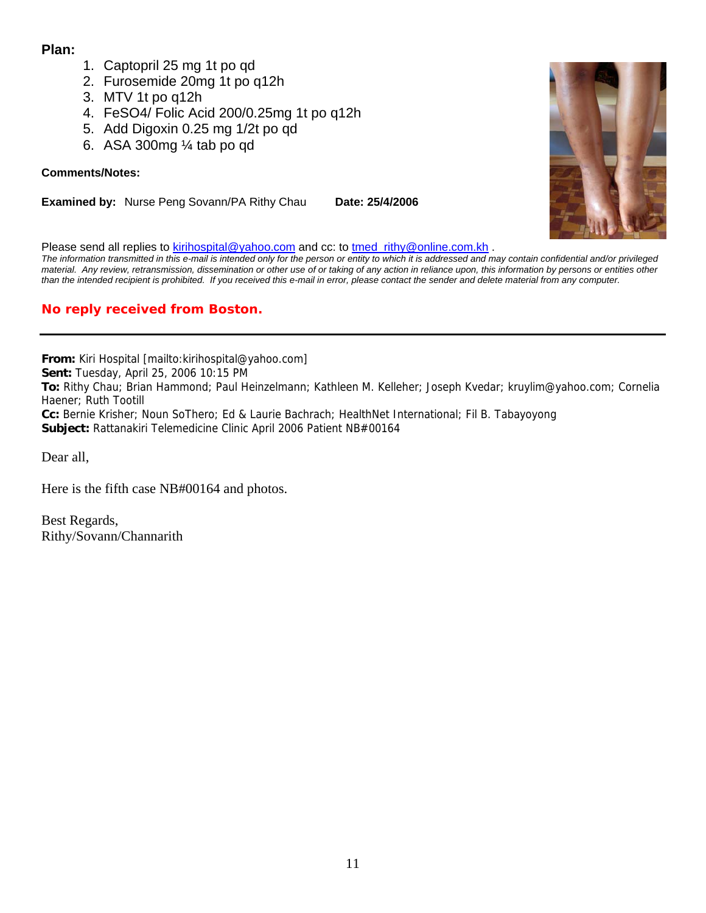**Plan:**

1. Captopril 25 mg 1t po qd
2. Furosemide 20mg 1t po q12h
3. MTV 1t po q12h
4. FeSO4/ Folic Acid 200/0.25mg 1t po q12h
5. Add Digoxin 0.25 mg 1/2t po qd
6. ASA 300mg ¼ tab po qd

**Comments/Notes:**

**Examined by:** Nurse Peng Sovann/PA Rithy Chau **Date: 25/4/2006**

Please send all replies to kirihospital@yahoo.com and cc: to tmed_rithy@online.com.kh .

*The information transmitted in this e-mail is intended only for the person or entity to which it is addressed and may contain confidential and/or privileged material. Any review, retransmission, dissemination or other use of or taking of any action in reliance upon, this information by persons or entities other than the intended recipient is prohibited. If you received this e-mail in error, please contact the sender and delete material from any computer.*

**No reply received from Boston.**

---

**From:** Kiri Hospital [mailto:kirihospital@yahoo.com]
**Sent:** Tuesday, April 25, 2006 10:15 PM
**To:** Rithy Chau; Brian Hammond; Paul Heinzelmann; Kathleen M. Kelleher; Joseph Kvedar; kruylim@yahoo.com; Cornelia Haener; Ruth Tootill
**Cc:** Bernie Krisher; Noun SoThero; Ed & Laurie Bachrach; HealthNet International; Fil B. Tabayoyong
**Subject:** Rattanakiri Telemedicine Clinic April 2006 Patient NB#00164

Dear all,

Here is the fifth case NB#00164 and photos.

Best Regards,
Rithy/Sovann/Channarith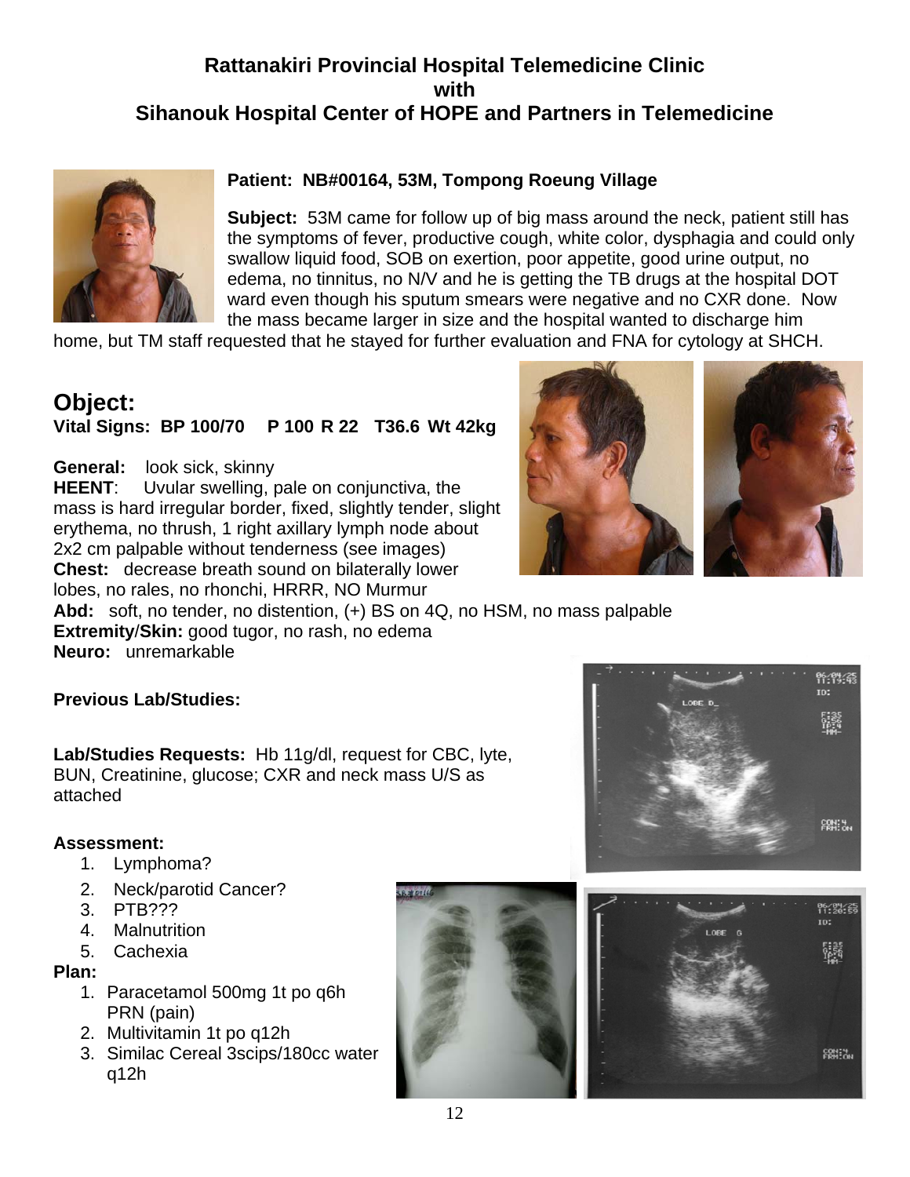## Rattanakiri Provincial Hospital Telemedicine Clinic
## with
## Sihanouk Hospital Center of HOPE and Partners in Telemedicine

**Patient: NB#00164, 53M, Tompong Roeung Village**

**Subject:** 53M came for follow up of big mass around the neck, patient still has the symptoms of fever, productive cough, white color, dysphagia and could only swallow liquid food, SOB on exertion, poor appetite, good urine output, no edema, no tinnitus, no N/V and he is getting the TB drugs at the hospital DOT ward even though his sputum smears were negative and no CXR done. Now the mass became larger in size and the hospital wanted to discharge him home, but TM staff requested that he stayed for further evaluation and FNA for cytology at SHCH.

## Object:

**Vital Signs: BP 100/70 P 100 R 22 T36.6 Wt 42kg**

**General:** look sick, skinny
**HEENT**: Uvular swelling, pale on conjunctiva, the mass is hard irregular border, fixed, slightly tender, slight erythema, no thrush, 1 right axillary lymph node about 2x2 cm palpable without tenderness (see images)
**Chest:** decrease breath sound on bilaterally lower lobes, no rales, no rhonchi, HRRR, NO Murmur
**Abd:** soft, no tender, no distention, (+) BS on 4Q, no HSM, no mass palpable
**Extremity/Skin:** good tugor, no rash, no edema
**Neuro:** unremarkable

**Previous Lab/Studies:**

**Lab/Studies Requests:** Hb 11g/dl, request for CBC, lyte, BUN, Creatinine, glucose; CXR and neck mass U/S as attached

**Assessment:**

1. Lymphoma?
2. Neck/parotid Cancer?
3. PTB???
4. Malnutrition
5. Cachexia

**Plan:**

1. Paracetamol 500mg 1t po q6h PRN (pain)
2. Multivitamin 1t po q12h
3. Similac Cereal 3scips/180cc water q12h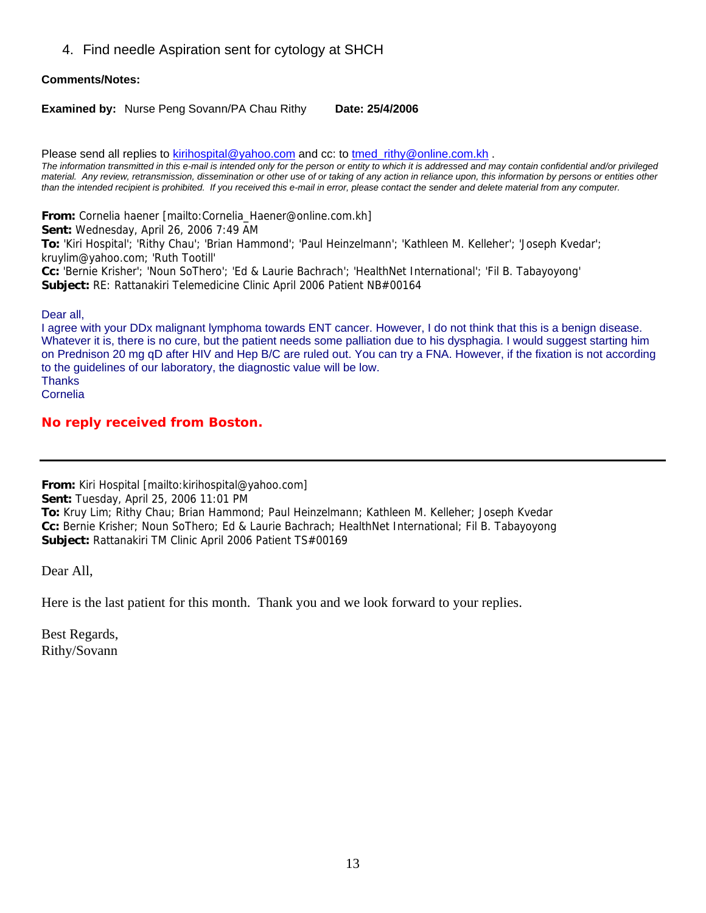4. Find needle Aspiration sent for cytology at SHCH

**Comments/Notes:**

**Examined by:** Nurse Peng Sovann/PA Chau Rithy **Date: 25/4/2006**

Please send all replies to kirihospital@yahoo.com and cc: to tmed_rithy@online.com.kh .

*The information transmitted in this e-mail is intended only for the person or entity to which it is addressed and may contain confidential and/or privileged material. Any review, retransmission, dissemination or other use of or taking of any action in reliance upon, this information by persons or entities other than the intended recipient is prohibited. If you received this e-mail in error, please contact the sender and delete material from any computer.*

**From:** Cornelia haener [mailto:Cornelia_Haener@online.com.kh]
**Sent:** Wednesday, April 26, 2006 7:49 AM
**To:** 'Kiri Hospital'; 'Rithy Chau'; 'Brian Hammond'; 'Paul Heinzelmann'; 'Kathleen M. Kelleher'; 'Joseph Kvedar'; kruylim@yahoo.com; 'Ruth Tootill'
**Cc:** 'Bernie Krisher'; 'Noun SoThero'; 'Ed & Laurie Bachrach'; 'HealthNet International'; 'Fil B. Tabayoyong'
**Subject:** RE: Rattanakiri Telemedicine Clinic April 2006 Patient NB#00164

Dear all,
I agree with your DDx malignant lymphoma towards ENT cancer. However, I do not think that this is a benign disease. Whatever it is, there is no cure, but the patient needs some palliation due to his dysphagia. I would suggest starting him on Prednison 20 mg qD after HIV and Hep B/C are ruled out. You can try a FNA. However, if the fixation is not according to the guidelines of our laboratory, the diagnostic value will be low.
Thanks
Cornelia

**No reply received from Boston.**

---

**From:** Kiri Hospital [mailto:kirihospital@yahoo.com]
**Sent:** Tuesday, April 25, 2006 11:01 PM
**To:** Kruy Lim; Rithy Chau; Brian Hammond; Paul Heinzelmann; Kathleen M. Kelleher; Joseph Kvedar
**Cc:** Bernie Krisher; Noun SoThero; Ed & Laurie Bachrach; HealthNet International; Fil B. Tabayoyong
**Subject:** Rattanakiri TM Clinic April 2006 Patient TS#00169

Dear All,

Here is the last patient for this month. Thank you and we look forward to your replies.

Best Regards,
Rithy/Sovann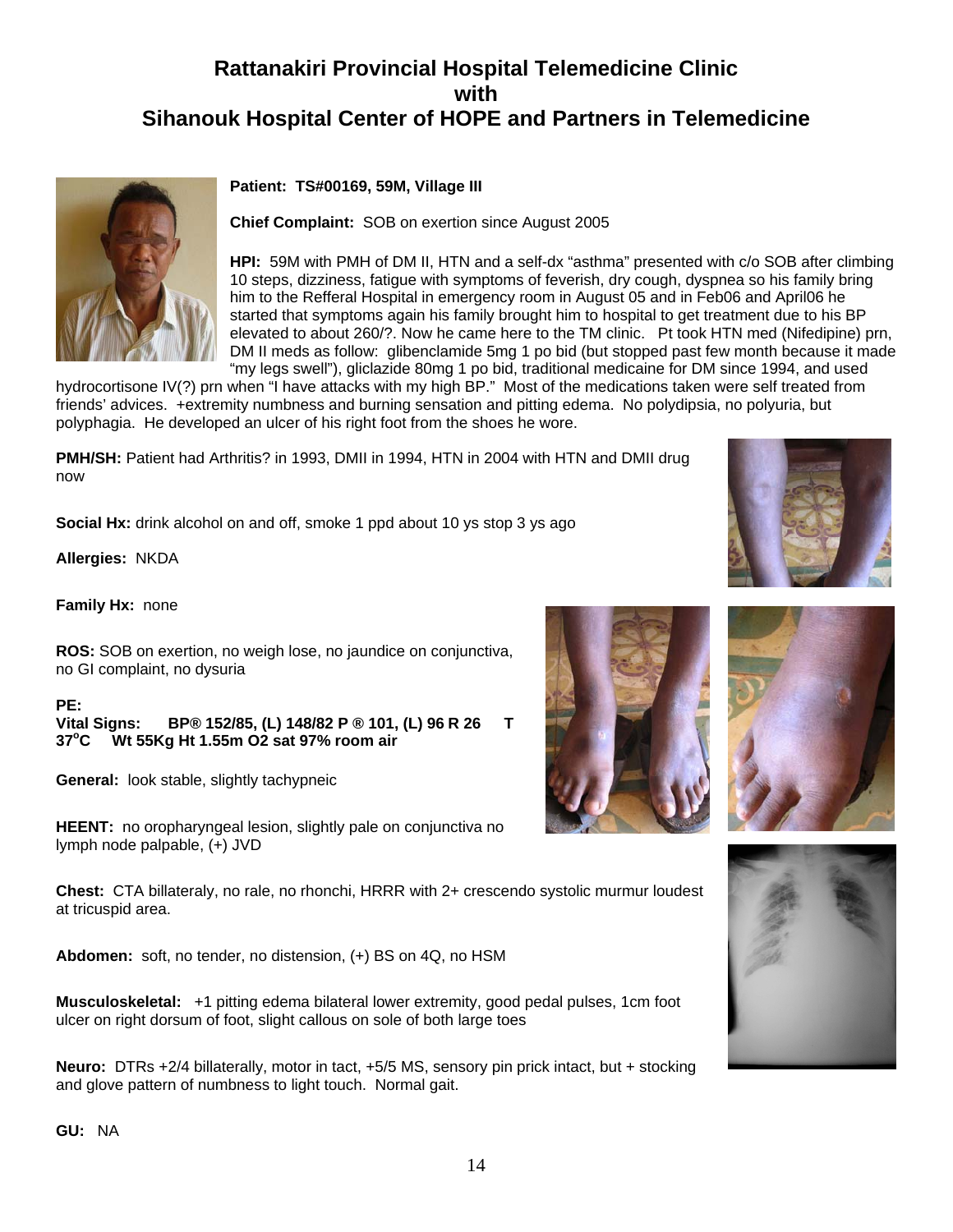# Rattanakiri Provincial Hospital Telemedicine Clinic
# with
# Sihanouk Hospital Center of HOPE and Partners in Telemedicine

**Patient: TS#00169, 59M, Village III**

**Chief Complaint:** SOB on exertion since August 2005

**HPI:** 59M with PMH of DM II, HTN and a self-dx "asthma" presented with c/o SOB after climbing 10 steps, dizziness, fatigue with symptoms of feverish, dry cough, dyspnea so his family bring him to the Refferal Hospital in emergency room in August 05 and in Feb06 and April06 he started that symptoms again his family brought him to hospital to get treatment due to his BP elevated to about 260/?. Now he came here to the TM clinic. Pt took HTN med (Nifedipine) prn, DM II meds as follow: glibenclamide 5mg 1 po bid (but stopped past few month because it made "my legs swell"), gliclazide 80mg 1 po bid, traditional medicaine for DM since 1994, and used hydrocortisone IV(?) prn when "I have attacks with my high BP." Most of the medications taken were self treated from friends' advices. +extremity numbness and burning sensation and pitting edema. No polydipsia, no polyuria, but polyphagia. He developed an ulcer of his right foot from the shoes he wore.

**PMH/SH:** Patient had Arthritis? in 1993, DMII in 1994, HTN in 2004 with HTN and DMII drug now

**Social Hx:** drink alcohol on and off, smoke 1 ppd about 10 ys stop 3 ys ago

**Allergies:** NKDA

**Family Hx:** none

**ROS:** SOB on exertion, no weigh lose, no jaundice on conjunctiva, no GI complaint, no dysuria

**PE:**
**Vital Signs: BP® 152/85, (L) 148/82 P ® 101, (L) 96 R 26 T 37°C Wt 55Kg Ht 1.55m O2 sat 97% room air**

**General:** look stable, slightly tachypneic

**HEENT:** no oropharyngeal lesion, slightly pale on conjunctiva no lymph node palpable, (+) JVD

**Chest:** CTA billateraly, no rale, no rhonchi, HRRR with 2+ crescendo systolic murmur loudest at tricuspid area.

**Abdomen:** soft, no tender, no distension, (+) BS on 4Q, no HSM

**Musculoskeletal:** +1 pitting edema bilateral lower extremity, good pedal pulses, 1cm foot ulcer on right dorsum of foot, slight callous on sole of both large toes

**Neuro:** DTRs +2/4 billaterally, motor in tact, +5/5 MS, sensory pin prick intact, but + stocking and glove pattern of numbness to light touch. Normal gait.

**GU:** NA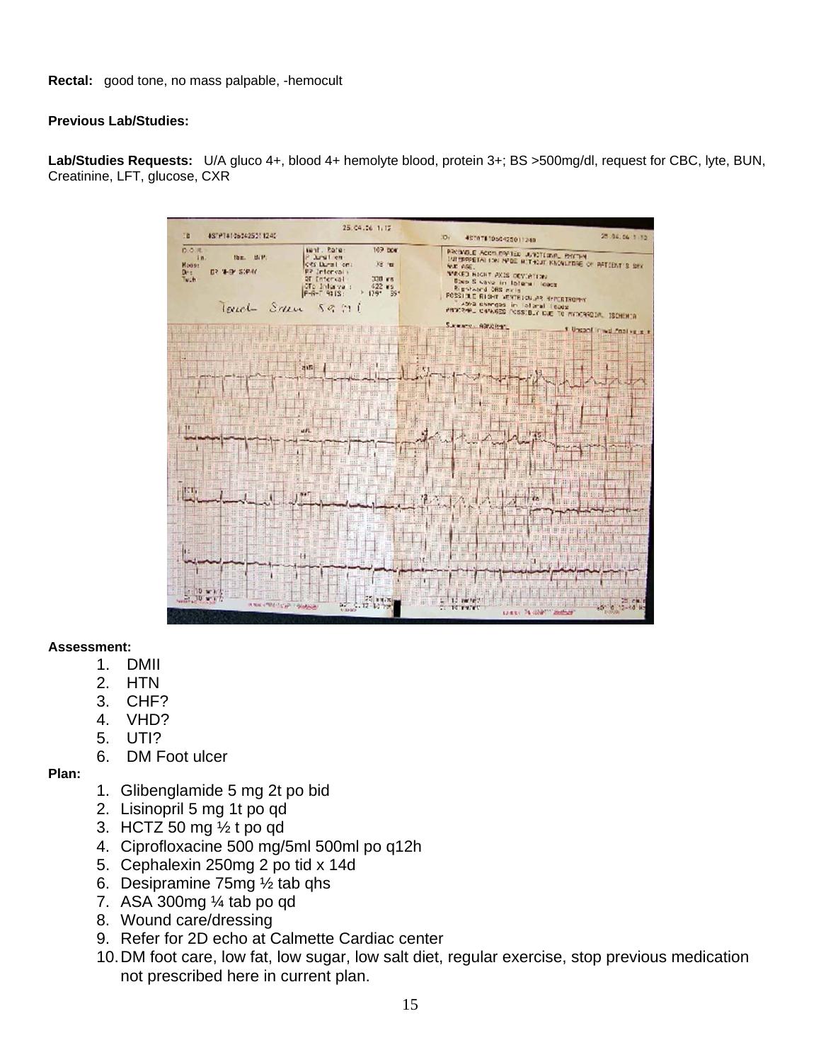**Rectal:** good tone, no mass palpable, -hemocult

**Previous Lab/Studies:**

**Lab/Studies Requests:** U/A gluco 4+, blood 4+ hemolyte blood, protein 3+; BS >500mg/dl, request for CBC, lyte, BUN, Creatinine, LFT, glucose, CXR

**Assessment:**

1. DMII
2. HTN
3. CHF?
4. VHD?
5. UTI?
6. DM Foot ulcer

**Plan:**

1. Glibenglamide 5 mg 2t po bid
2. Lisinopril 5 mg 1t po qd
3. HCTZ 50 mg ½ t po qd
4. Ciprofloxacine 500 mg/5ml 500ml po q12h
5. Cephalexin 250mg 2 po tid x 14d
6. Desipramine 75mg ½ tab qhs
7. ASA 300mg ¼ tab po qd
8. Wound care/dressing
9. Refer for 2D echo at Calmette Cardiac center
10. DM foot care, low fat, low sugar, low salt diet, regular exercise, stop previous medication not prescribed here in current plan.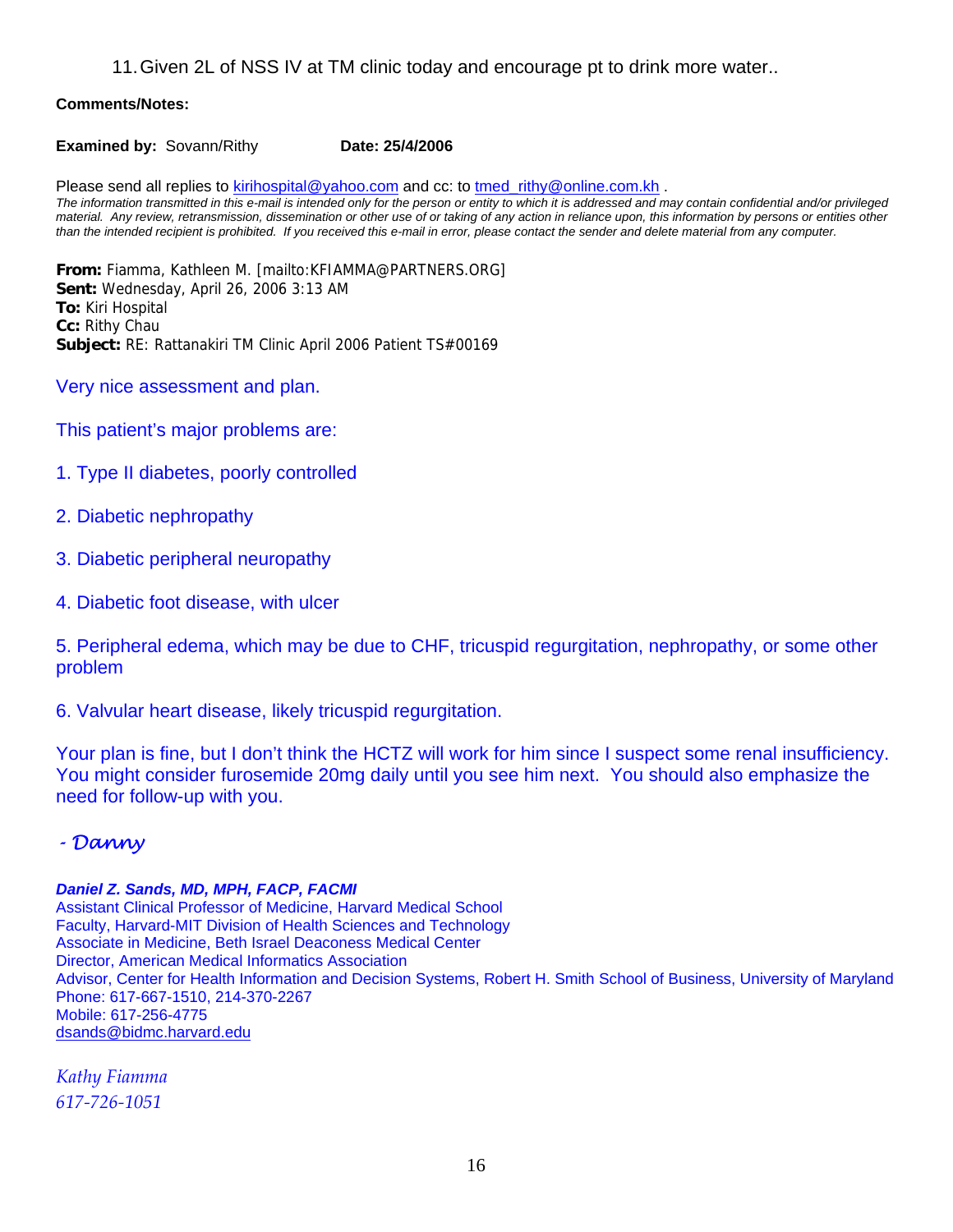11. Given 2L of NSS IV at TM clinic today and encourage pt to drink more water..

**Comments/Notes:**

**Examined by:** Sovann/Rithy **Date: 25/4/2006**

Please send all replies to kirihospital@yahoo.com and cc: to tmed_rithy@online.com.kh .

*The information transmitted in this e-mail is intended only for the person or entity to which it is addressed and may contain confidential and/or privileged material. Any review, retransmission, dissemination or other use of or taking of any action in reliance upon, this information by persons or entities other than the intended recipient is prohibited. If you received this e-mail in error, please contact the sender and delete material from any computer.*

**From:** Fiamma, Kathleen M. [mailto:KFIAMMA@PARTNERS.ORG]
**Sent:** Wednesday, April 26, 2006 3:13 AM
**To:** Kiri Hospital
**Cc:** Rithy Chau
**Subject:** RE: Rattanakiri TM Clinic April 2006 Patient TS#00169

Very nice assessment and plan.

This patient's major problems are:

1. Type II diabetes, poorly controlled

2. Diabetic nephropathy

3. Diabetic peripheral neuropathy

4. Diabetic foot disease, with ulcer

5. Peripheral edema, which may be due to CHF, tricuspid regurgitation, nephropathy, or some other problem

6. Valvular heart disease, likely tricuspid regurgitation.

Your plan is fine, but I don't think the HCTZ will work for him since I suspect some renal insufficiency. You might consider furosemide 20mg daily until you see him next. You should also emphasize the need for follow-up with you.

*- Danny*

***Daniel Z. Sands, MD, MPH, FACP, FACMI***
Assistant Clinical Professor of Medicine, Harvard Medical School
Faculty, Harvard-MIT Division of Health Sciences and Technology
Associate in Medicine, Beth Israel Deaconess Medical Center
Director, American Medical Informatics Association
Advisor, Center for Health Information and Decision Systems, Robert H. Smith School of Business, University of Maryland
Phone: 617-667-1510, 214-370-2267
Mobile: 617-256-4775
dsands@bidmc.harvard.edu

*Kathy Fiamma*
*617-726-1051*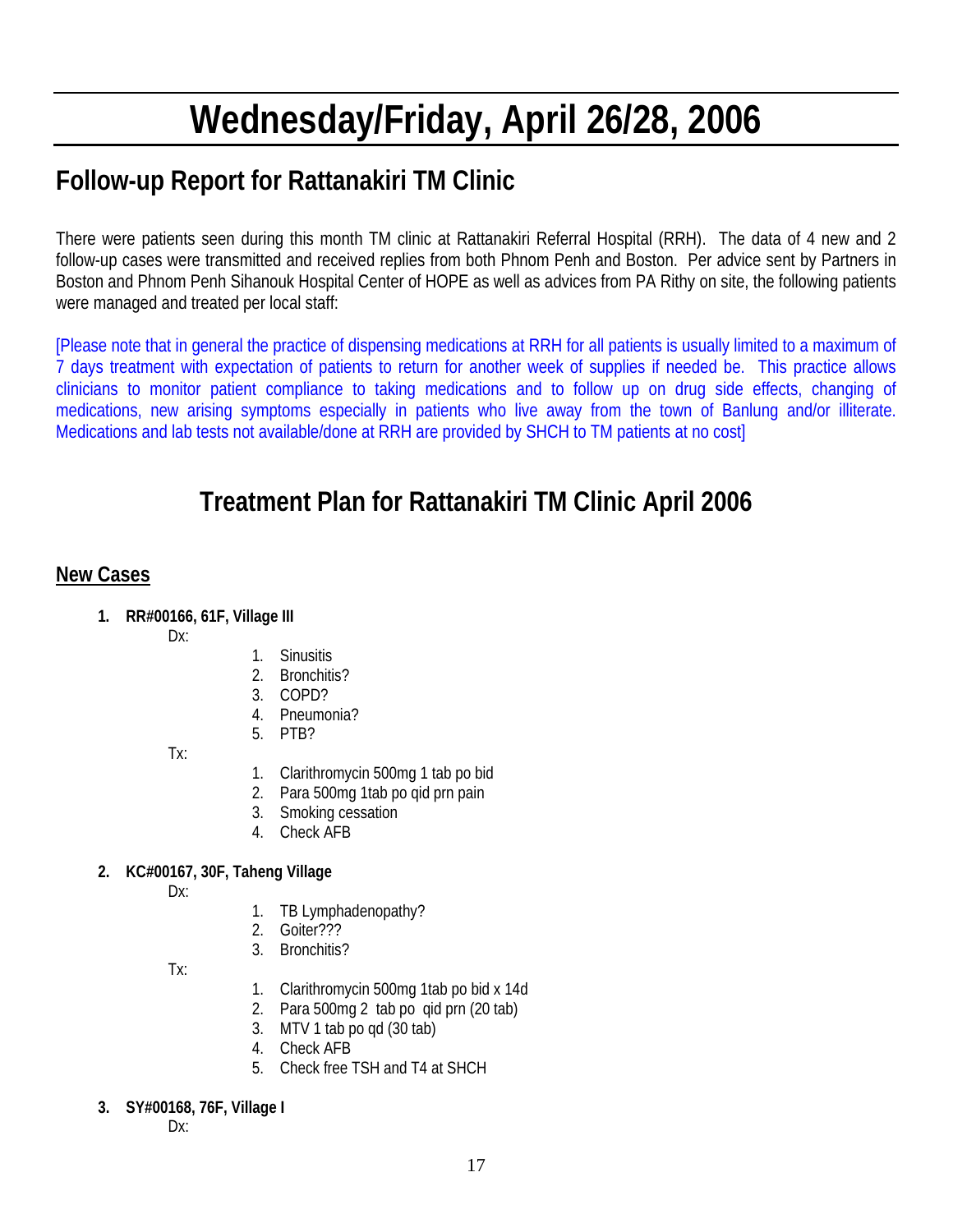# Wednesday/Friday, April 26/28, 2006

## Follow-up Report for Rattanakiri TM Clinic

There were patients seen during this month TM clinic at Rattanakiri Referral Hospital (RRH). The data of 4 new and 2 follow-up cases were transmitted and received replies from both Phnom Penh and Boston. Per advice sent by Partners in Boston and Phnom Penh Sihanouk Hospital Center of HOPE as well as advices from PA Rithy on site, the following patients were managed and treated per local staff:

[Please note that in general the practice of dispensing medications at RRH for all patients is usually limited to a maximum of 7 days treatment with expectation of patients to return for another week of supplies if needed be. This practice allows clinicians to monitor patient compliance to taking medications and to follow up on drug side effects, changing of medications, new arising symptoms especially in patients who live away from the town of Banlung and/or illiterate. Medications and lab tests not available/done at RRH are provided by SHCH to TM patients at no cost]

## Treatment Plan for Rattanakiri TM Clinic April 2006

### New Cases

1. **RR#00166, 61F, Village III**

   Dx:
   1. Sinusitis
   2. Bronchitis?
   3. COPD?
   4. Pneumonia?
   5. PTB?

   Tx:
   1. Clarithromycin 500mg 1 tab po bid
   2. Para 500mg 1tab po qid prn pain
   3. Smoking cessation
   4. Check AFB

2. **KC#00167, 30F, Taheng Village**

   Dx:
   1. TB Lymphadenopathy?
   2. Goiter???
   3. Bronchitis?

   Tx:
   1. Clarithromycin 500mg 1tab po bid x 14d
   2. Para 500mg 2 tab po qid prn (20 tab)
   3. MTV 1 tab po qd (30 tab)
   4. Check AFB
   5. Check free TSH and T4 at SHCH

3. **SY#00168, 76F, Village I**

   Dx: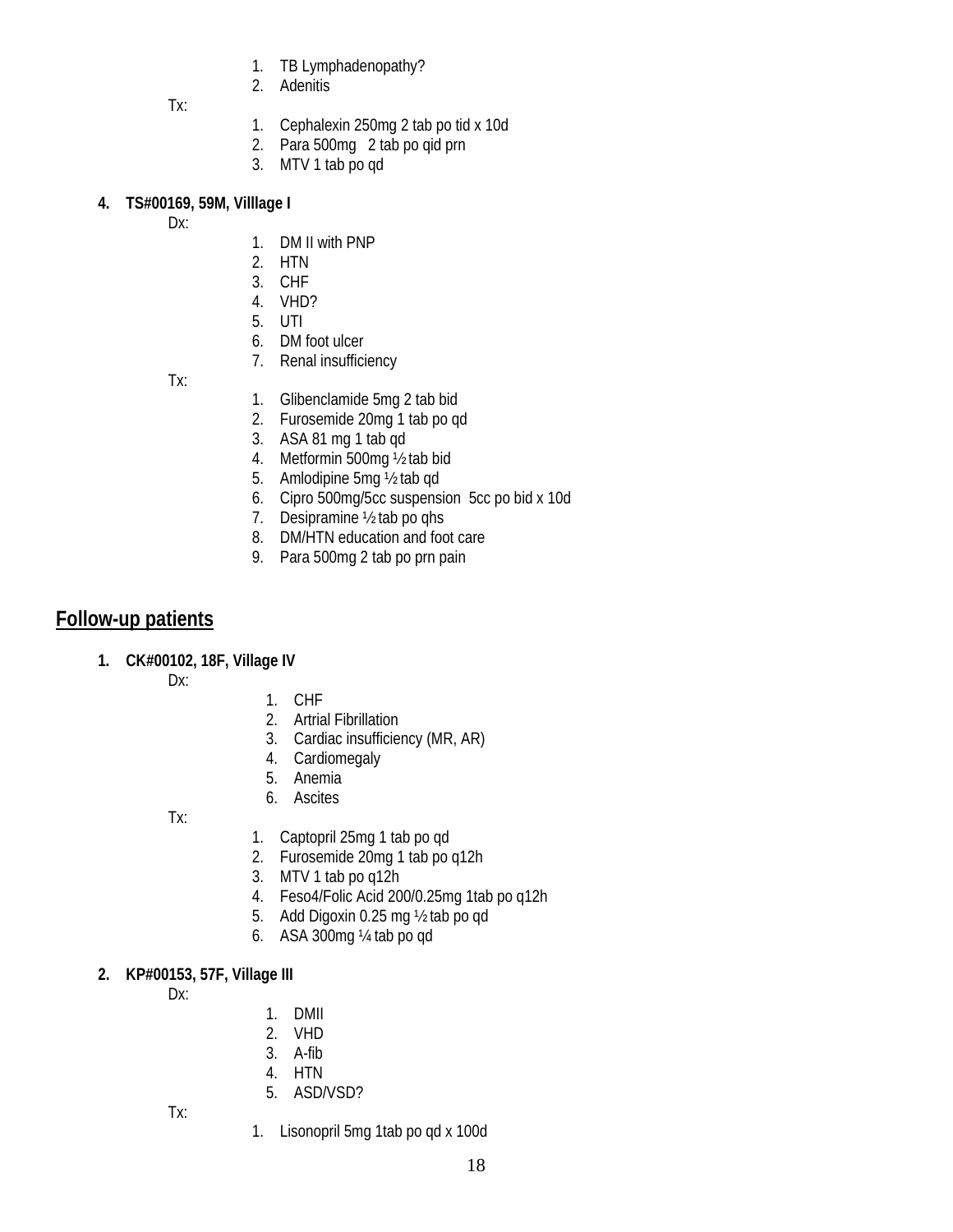1. TB Lymphadenopathy?
2. Adenitis

Tx:

1. Cephalexin 250mg 2 tab po tid x 10d
2. Para 500mg 2 tab po qid prn
3. MTV 1 tab po qd

**4. TS#00169, 59M, Villlage I**

Dx:

1. DM II with PNP
2. HTN
3. CHF
4. VHD?
5. UTI
6. DM foot ulcer
7. Renal insufficiency

Tx:

1. Glibenclamide 5mg 2 tab bid
2. Furosemide 20mg 1 tab po qd
3. ASA 81 mg 1 tab qd
4. Metformin 500mg ½ tab bid
5. Amlodipine 5mg ½ tab qd
6. Cipro 500mg/5cc suspension 5cc po bid x 10d
7. Desipramine ½ tab po qhs
8. DM/HTN education and foot care
9. Para 500mg 2 tab po prn pain

## Follow-up patients

**1. CK#00102, 18F, Village IV**

Dx:

1. CHF
2. Artrial Fibrillation
3. Cardiac insufficiency (MR, AR)
4. Cardiomegaly
5. Anemia
6. Ascites

Tx:

1. Captopril 25mg 1 tab po qd
2. Furosemide 20mg 1 tab po q12h
3. MTV 1 tab po q12h
4. Feso4/Folic Acid 200/0.25mg 1tab po q12h
5. Add Digoxin 0.25 mg ½ tab po qd
6. ASA 300mg ¼ tab po qd

**2. KP#00153, 57F, Village III**

Dx:

1. DMII
2. VHD
3. A-fib
4. HTN
5. ASD/VSD?

Tx:

1. Lisonopril 5mg 1tab po qd x 100d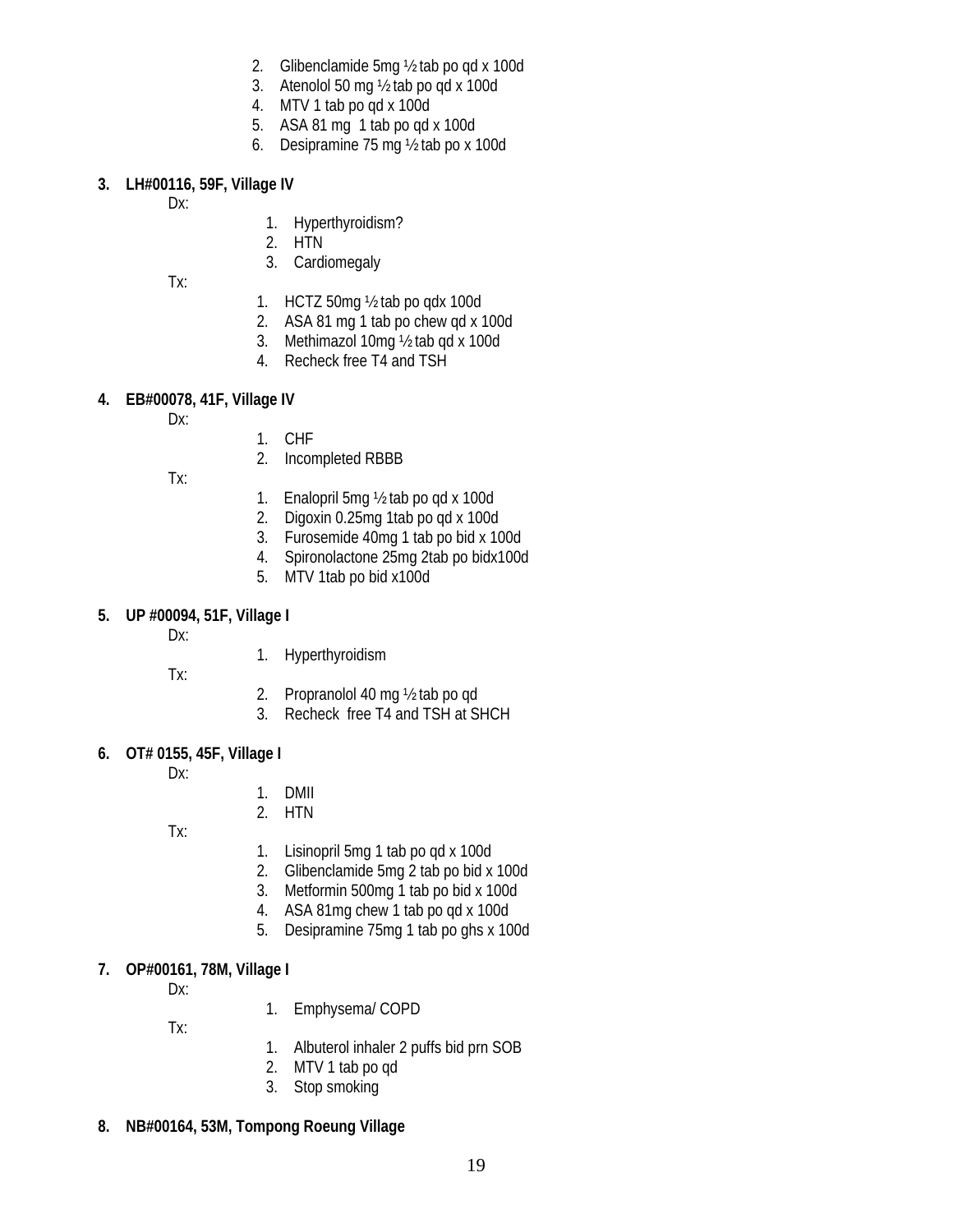2. Glibenclamide 5mg ½ tab po qd x 100d
3. Atenolol 50 mg ½ tab po qd x 100d
4. MTV 1 tab po qd x 100d
5. ASA 81 mg 1 tab po qd x 100d
6. Desipramine 75 mg ½ tab po x 100d

**3. LH#00116, 59F, Village IV**

Dx:

1. Hyperthyroidism?
2. HTN
3. Cardiomegaly

Tx:

1. HCTZ 50mg ½ tab po qdx 100d
2. ASA 81 mg 1 tab po chew qd x 100d
3. Methimazol 10mg ½ tab qd x 100d
4. Recheck free T4 and TSH

**4. EB#00078, 41F, Village IV**

Dx:

1. CHF
2. Incompleted RBBB

Tx:

1. Enalopril 5mg ½ tab po qd x 100d
2. Digoxin 0.25mg 1tab po qd x 100d
3. Furosemide 40mg 1 tab po bid x 100d
4. Spironolactone 25mg 2tab po bidx100d
5. MTV 1tab po bid x100d

**5. UP #00094, 51F, Village I**

Dx:

1. Hyperthyroidism

Tx:

2. Propranolol 40 mg ½ tab po qd
3. Recheck free T4 and TSH at SHCH

**6. OT# 0155, 45F, Village I**

Dx:

1. DMII
2. HTN

Tx:

1. Lisinopril 5mg 1 tab po qd x 100d
2. Glibenclamide 5mg 2 tab po bid x 100d
3. Metformin 500mg 1 tab po bid x 100d
4. ASA 81mg chew 1 tab po qd x 100d
5. Desipramine 75mg 1 tab po ghs x 100d

**7. OP#00161, 78M, Village I**

Dx:

1. Emphysema/ COPD

Tx:

1. Albuterol inhaler 2 puffs bid prn SOB
2. MTV 1 tab po qd
3. Stop smoking

**8. NB#00164, 53M, Tompong Roeung Village**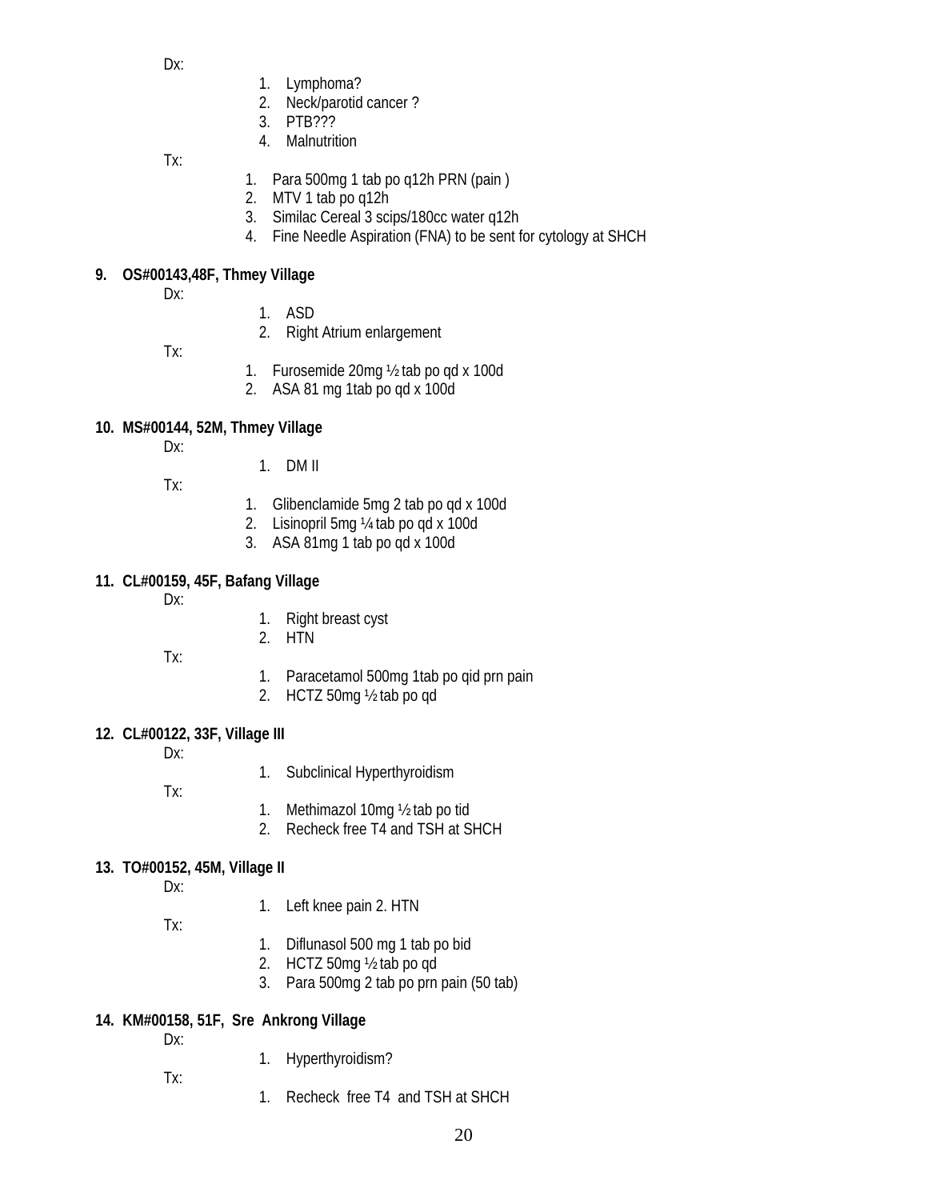Dx:

1. Lymphoma?
2. Neck/parotid cancer ?
3. PTB???
4. Malnutrition

Tx:

1. Para 500mg 1 tab po q12h PRN (pain )
2. MTV 1 tab po q12h
3. Similac Cereal 3 scips/180cc water q12h
4. Fine Needle Aspiration (FNA) to be sent for cytology at SHCH

**9. OS#00143,48F, Thmey Village**

Dx:

1. ASD
2. Right Atrium enlargement

Tx:

1. Furosemide 20mg ½ tab po qd x 100d
2. ASA 81 mg 1tab po qd x 100d

**10. MS#00144, 52M, Thmey Village**

Dx:

1. DM II

Tx:

1. Glibenclamide 5mg 2 tab po qd x 100d
2. Lisinopril 5mg ¼ tab po qd x 100d
3. ASA 81mg 1 tab po qd x 100d

**11. CL#00159, 45F, Bafang Village**

Dx:

1. Right breast cyst
2. HTN

Tx:

1. Paracetamol 500mg 1tab po qid prn pain
2. HCTZ 50mg ½ tab po qd

**12. CL#00122, 33F, Village III**

Dx:

1. Subclinical Hyperthyroidism

Tx:

1. Methimazol 10mg ½ tab po tid
2. Recheck free T4 and TSH at SHCH

**13. TO#00152, 45M, Village II**

Dx:

1. Left knee pain 2. HTN

Tx:

1. Diflunasol 500 mg 1 tab po bid
2. HCTZ 50mg ½ tab po qd
3. Para 500mg 2 tab po prn pain (50 tab)

**14. KM#00158, 51F, Sre Ankrong Village**

Dx:

1. Hyperthyroidism?

Tx:

1. Recheck free T4 and TSH at SHCH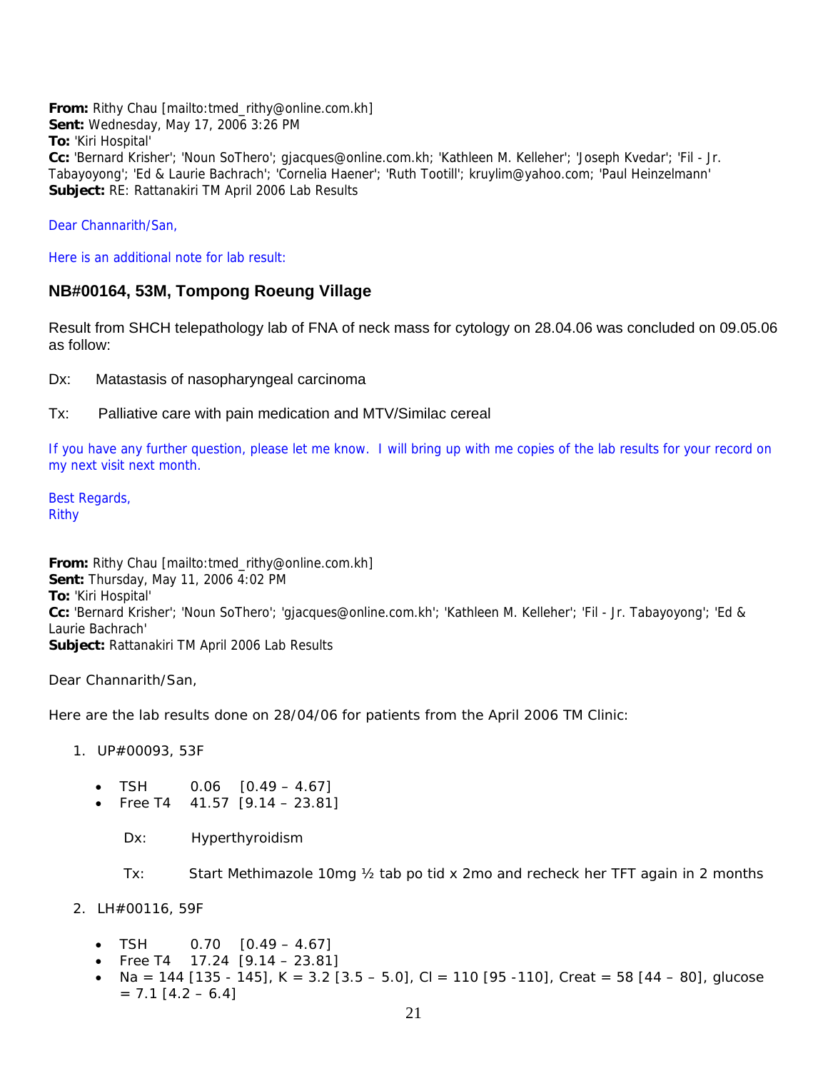**From:** Rithy Chau [mailto:tmed_rithy@online.com.kh]
**Sent:** Wednesday, May 17, 2006 3:26 PM
**To:** 'Kiri Hospital'
**Cc:** 'Bernard Krisher'; 'Noun SoThero'; gjacques@online.com.kh; 'Kathleen M. Kelleher'; 'Joseph Kvedar'; 'Fil - Jr. Tabayoyong'; 'Ed & Laurie Bachrach'; 'Cornelia Haener'; 'Ruth Tootill'; kruylim@yahoo.com; 'Paul Heinzelmann'
**Subject:** RE: Rattanakiri TM April 2006 Lab Results

Dear Channarith/San,

Here is an additional note for lab result:

### NB#00164, 53M, Tompong Roeung Village

Result from SHCH telepathology lab of FNA of neck mass for cytology on 28.04.06 was concluded on 09.05.06 as follow:

Dx: Matastasis of nasopharyngeal carcinoma

Tx: Palliative care with pain medication and MTV/Similac cereal

If you have any further question, please let me know. I will bring up with me copies of the lab results for your record on my next visit next month.

Best Regards,
Rithy

**From:** Rithy Chau [mailto:tmed_rithy@online.com.kh]
**Sent:** Thursday, May 11, 2006 4:02 PM
**To:** 'Kiri Hospital'
**Cc:** 'Bernard Krisher'; 'Noun SoThero'; 'gjacques@online.com.kh'; 'Kathleen M. Kelleher'; 'Fil - Jr. Tabayoyong'; 'Ed & Laurie Bachrach'
**Subject:** Rattanakiri TM April 2006 Lab Results

Dear Channarith/San,

Here are the lab results done on 28/04/06 for patients from the April 2006 TM Clinic:

1. UP#00093, 53F
   - TSH 0.06 [0.49 – 4.67]
   - Free T4 41.57 [9.14 – 23.81]

   Dx: Hyperthyroidism

   Tx: Start Methimazole 10mg ½ tab po tid x 2mo and recheck her TFT again in 2 months

2. LH#00116, 59F
   - TSH 0.70 [0.49 – 4.67]
   - Free T4 17.24 [9.14 – 23.81]
   - Na = 144 [135 - 145], K = 3.2 [3.5 – 5.0], Cl = 110 [95 -110], Creat = 58 [44 – 80], glucose = 7.1 [4.2 – 6.4]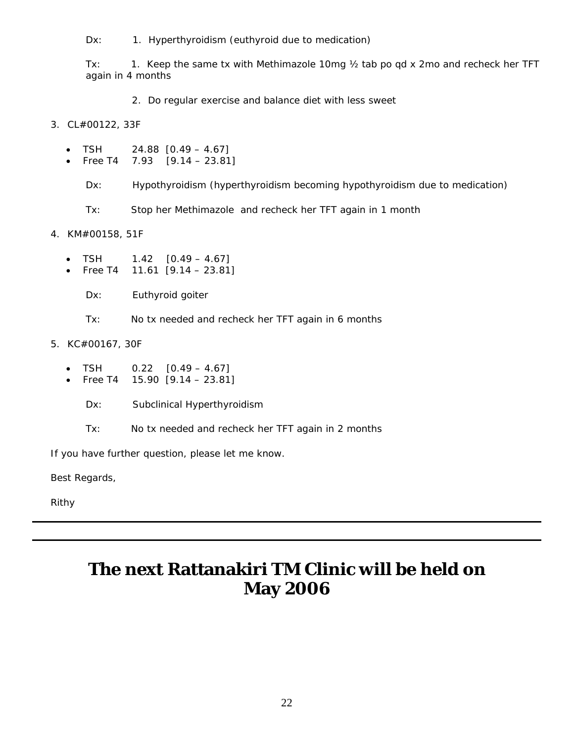Dx: 1. Hyperthyroidism (euthyroid due to medication)

Tx: 1. Keep the same tx with Methimazole 10mg ½ tab po qd x 2mo and recheck her TFT again in 4 months

2. Do regular exercise and balance diet with less sweet

3. CL#00122, 33F

- TSH 24.88 [0.49 – 4.67]
- Free T4 7.93 [9.14 – 23.81]

Dx: Hypothyroidism (hyperthyroidism becoming hypothyroidism due to medication)

Tx: Stop her Methimazole and recheck her TFT again in 1 month

4. KM#00158, 51F

- TSH 1.42 [0.49 – 4.67]
- Free T4 11.61 [9.14 – 23.81]

Dx: Euthyroid goiter

Tx: No tx needed and recheck her TFT again in 6 months

5. KC#00167, 30F

- TSH 0.22 [0.49 – 4.67]
- Free T4 15.90 [9.14 – 23.81]

Dx: Subclinical Hyperthyroidism

Tx: No tx needed and recheck her TFT again in 2 months

If you have further question, please let me know.

Best Regards,

Rithy

---

# The next Rattanakiri TM Clinic will be held on May 2006